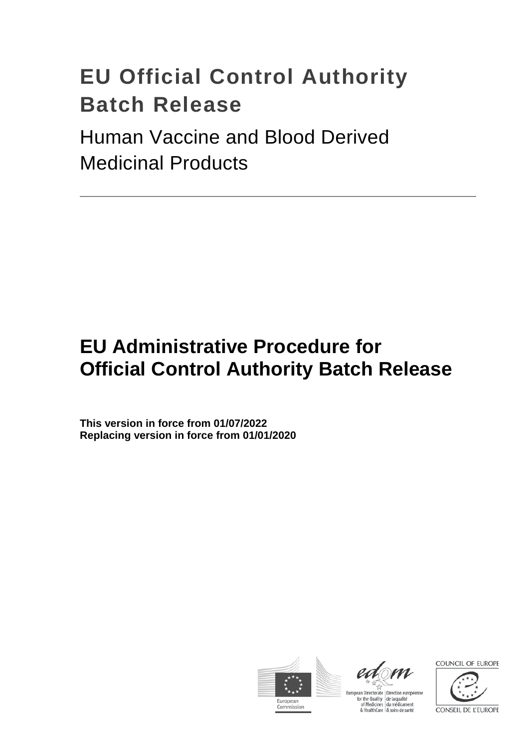# EU Official Control Authority Batch Release

## Human Vaccine and Blood Derived Medicinal Products

---

# EU Administrative Procedure for Official Control Authority Batch Release

**This version in force from 01/07/2022**
**Replacing version in force from 01/01/2020**

European Commission

European Directorate for the Quality of Medicines & HealthCare | Direction européenne de la qualité du médicament & soins de santé

COUNCIL OF EUROPE
CONSEIL DE L'EUROPE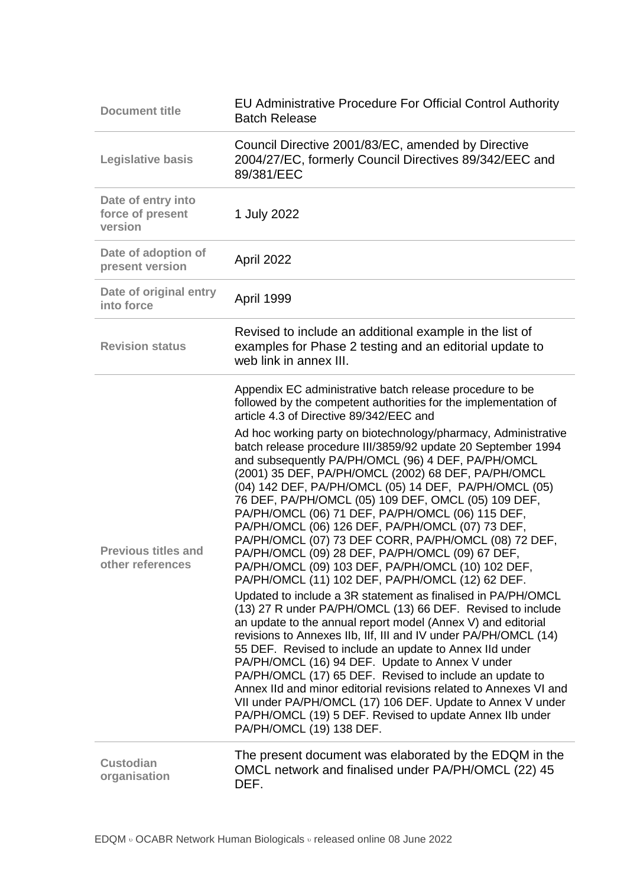| | |
|---|---|
| **Document title** | EU Administrative Procedure For Official Control Authority Batch Release |
| **Legislative basis** | Council Directive 2001/83/EC, amended by Directive 2004/27/EC, formerly Council Directives 89/342/EEC and 89/381/EEC |
| **Date of entry into force of present version** | 1 July 2022 |
| **Date of adoption of present version** | April 2022 |
| **Date of original entry into force** | April 1999 |
| **Revision status** | Revised to include an additional example in the list of examples for Phase 2 testing and an editorial update to web link in annex III. |
| **Previous titles and other references** | Appendix EC administrative batch release procedure to be followed by the competent authorities for the implementation of article 4.3 of Directive 89/342/EEC and<br><br>Ad hoc working party on biotechnology/pharmacy, Administrative batch release procedure III/3859/92 update 20 September 1994 and subsequently PA/PH/OMCL (96) 4 DEF, PA/PH/OMCL (2001) 35 DEF, PA/PH/OMCL (2002) 68 DEF, PA/PH/OMCL (04) 142 DEF, PA/PH/OMCL (05) 14 DEF, PA/PH/OMCL (05) 76 DEF, PA/PH/OMCL (05) 109 DEF, OMCL (05) 109 DEF, PA/PH/OMCL (06) 71 DEF, PA/PH/OMCL (06) 115 DEF, PA/PH/OMCL (06) 126 DEF, PA/PH/OMCL (07) 73 DEF, PA/PH/OMCL (07) 73 DEF CORR, PA/PH/OMCL (08) 72 DEF, PA/PH/OMCL (09) 28 DEF, PA/PH/OMCL (09) 67 DEF, PA/PH/OMCL (09) 103 DEF, PA/PH/OMCL (10) 102 DEF, PA/PH/OMCL (11) 102 DEF, PA/PH/OMCL (12) 62 DEF.<br><br>Updated to include a 3R statement as finalised in PA/PH/OMCL (13) 27 R under PA/PH/OMCL (13) 66 DEF. Revised to include an update to the annual report model (Annex V) and editorial revisions to Annexes IIb, IIf, III and IV under PA/PH/OMCL (14) 55 DEF. Revised to include an update to Annex IId under PA/PH/OMCL (16) 94 DEF. Update to Annex V under PA/PH/OMCL (17) 65 DEF. Revised to include an update to Annex IId and minor editorial revisions related to Annexes VI and VII under PA/PH/OMCL (17) 106 DEF. Update to Annex V under PA/PH/OMCL (19) 5 DEF. Revised to update Annex IIb under PA/PH/OMCL (19) 138 DEF. |
| **Custodian organisation** | The present document was elaborated by the EDQM in the OMCL network and finalised under PA/PH/OMCL (22) 45 DEF. |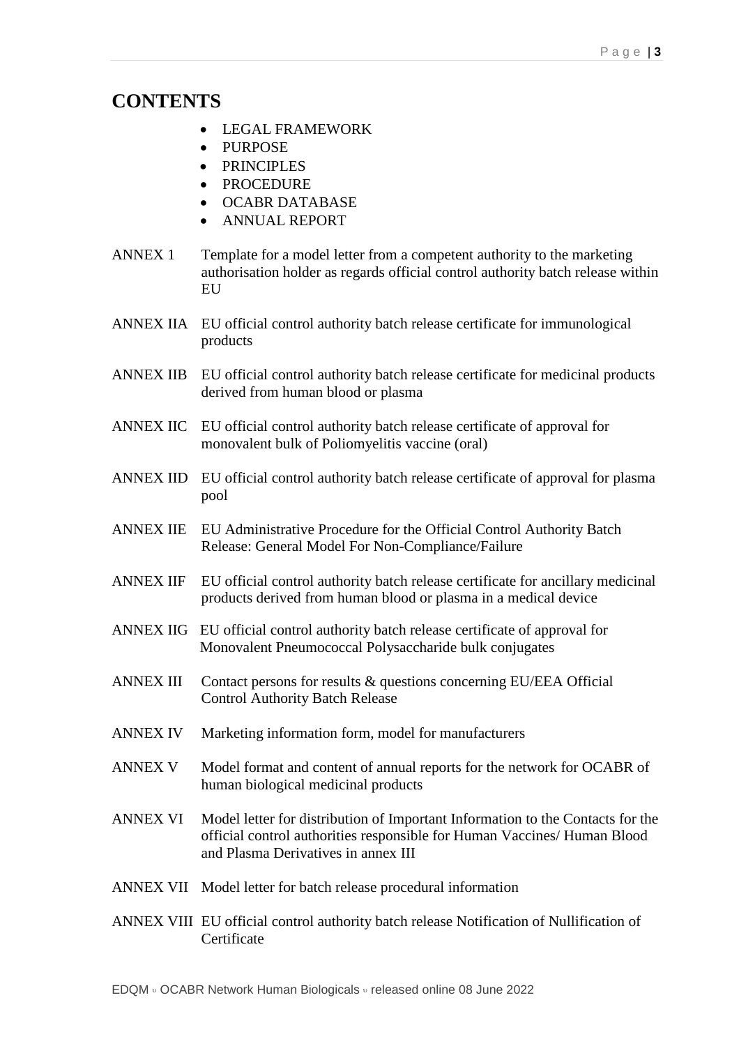# CONTENTS

- LEGAL FRAMEWORK
- PURPOSE
- PRINCIPLES
- PROCEDURE
- OCABR DATABASE
- ANNUAL REPORT

ANNEX 1 Template for a model letter from a competent authority to the marketing authorisation holder as regards official control authority batch release within EU

ANNEX IIA EU official control authority batch release certificate for immunological products

ANNEX IIB EU official control authority batch release certificate for medicinal products derived from human blood or plasma

ANNEX IIC EU official control authority batch release certificate of approval for monovalent bulk of Poliomyelitis vaccine (oral)

ANNEX IID EU official control authority batch release certificate of approval for plasma pool

ANNEX IIE EU Administrative Procedure for the Official Control Authority Batch Release: General Model For Non-Compliance/Failure

ANNEX IIF EU official control authority batch release certificate for ancillary medicinal products derived from human blood or plasma in a medical device

ANNEX IIG EU official control authority batch release certificate of approval for Monovalent Pneumococcal Polysaccharide bulk conjugates

ANNEX III Contact persons for results & questions concerning EU/EEA Official Control Authority Batch Release

ANNEX IV Marketing information form, model for manufacturers

ANNEX V Model format and content of annual reports for the network for OCABR of human biological medicinal products

ANNEX VI Model letter for distribution of Important Information to the Contacts for the official control authorities responsible for Human Vaccines/ Human Blood and Plasma Derivatives in annex III

ANNEX VII Model letter for batch release procedural information

ANNEX VIII EU official control authority batch release Notification of Nullification of Certificate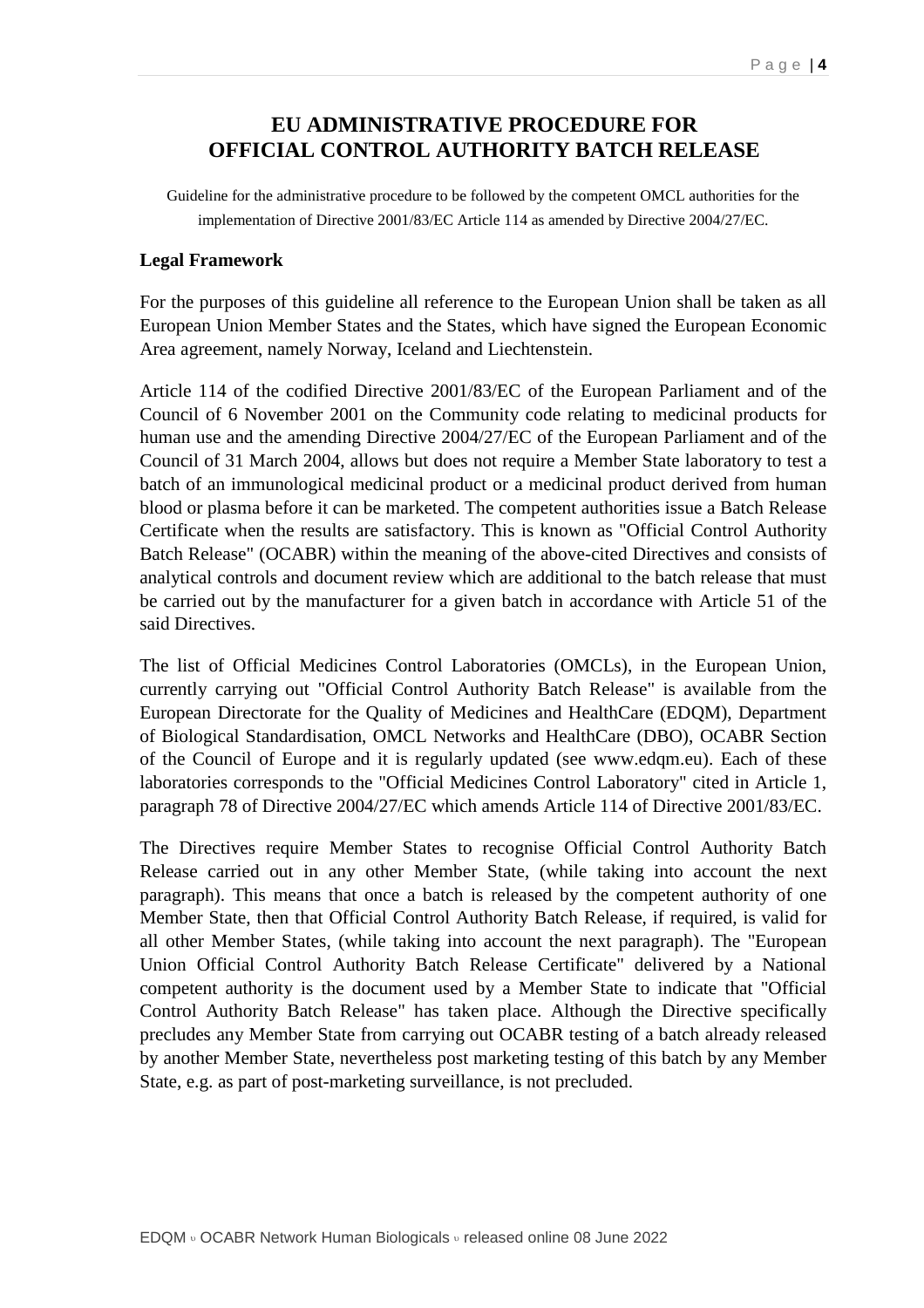# EU ADMINISTRATIVE PROCEDURE FOR OFFICIAL CONTROL AUTHORITY BATCH RELEASE

Guideline for the administrative procedure to be followed by the competent OMCL authorities for the implementation of Directive 2001/83/EC Article 114 as amended by Directive 2004/27/EC.

**Legal Framework**

For the purposes of this guideline all reference to the European Union shall be taken as all European Union Member States and the States, which have signed the European Economic Area agreement, namely Norway, Iceland and Liechtenstein.

Article 114 of the codified Directive 2001/83/EC of the European Parliament and of the Council of 6 November 2001 on the Community code relating to medicinal products for human use and the amending Directive 2004/27/EC of the European Parliament and of the Council of 31 March 2004, allows but does not require a Member State laboratory to test a batch of an immunological medicinal product or a medicinal product derived from human blood or plasma before it can be marketed. The competent authorities issue a Batch Release Certificate when the results are satisfactory. This is known as "Official Control Authority Batch Release" (OCABR) within the meaning of the above-cited Directives and consists of analytical controls and document review which are additional to the batch release that must be carried out by the manufacturer for a given batch in accordance with Article 51 of the said Directives.

The list of Official Medicines Control Laboratories (OMCLs), in the European Union, currently carrying out "Official Control Authority Batch Release" is available from the European Directorate for the Quality of Medicines and HealthCare (EDQM), Department of Biological Standardisation, OMCL Networks and HealthCare (DBO), OCABR Section of the Council of Europe and it is regularly updated (see www.edqm.eu). Each of these laboratories corresponds to the "Official Medicines Control Laboratory" cited in Article 1, paragraph 78 of Directive 2004/27/EC which amends Article 114 of Directive 2001/83/EC.

The Directives require Member States to recognise Official Control Authority Batch Release carried out in any other Member State, (while taking into account the next paragraph). This means that once a batch is released by the competent authority of one Member State, then that Official Control Authority Batch Release, if required, is valid for all other Member States, (while taking into account the next paragraph). The "European Union Official Control Authority Batch Release Certificate" delivered by a National competent authority is the document used by a Member State to indicate that "Official Control Authority Batch Release" has taken place. Although the Directive specifically precludes any Member State from carrying out OCABR testing of a batch already released by another Member State, nevertheless post marketing testing of this batch by any Member State, e.g. as part of post-marketing surveillance, is not precluded.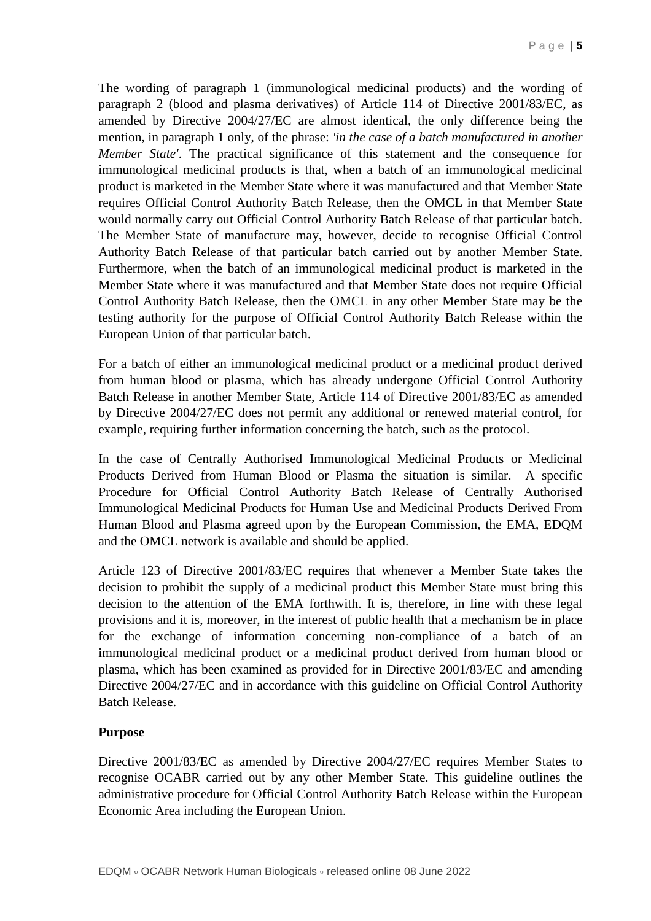The wording of paragraph 1 (immunological medicinal products) and the wording of paragraph 2 (blood and plasma derivatives) of Article 114 of Directive 2001/83/EC, as amended by Directive 2004/27/EC are almost identical, the only difference being the mention, in paragraph 1 only, of the phrase: *'in the case of a batch manufactured in another Member State'*. The practical significance of this statement and the consequence for immunological medicinal products is that, when a batch of an immunological medicinal product is marketed in the Member State where it was manufactured and that Member State requires Official Control Authority Batch Release, then the OMCL in that Member State would normally carry out Official Control Authority Batch Release of that particular batch. The Member State of manufacture may, however, decide to recognise Official Control Authority Batch Release of that particular batch carried out by another Member State. Furthermore, when the batch of an immunological medicinal product is marketed in the Member State where it was manufactured and that Member State does not require Official Control Authority Batch Release, then the OMCL in any other Member State may be the testing authority for the purpose of Official Control Authority Batch Release within the European Union of that particular batch.

For a batch of either an immunological medicinal product or a medicinal product derived from human blood or plasma, which has already undergone Official Control Authority Batch Release in another Member State, Article 114 of Directive 2001/83/EC as amended by Directive 2004/27/EC does not permit any additional or renewed material control, for example, requiring further information concerning the batch, such as the protocol.

In the case of Centrally Authorised Immunological Medicinal Products or Medicinal Products Derived from Human Blood or Plasma the situation is similar. A specific Procedure for Official Control Authority Batch Release of Centrally Authorised Immunological Medicinal Products for Human Use and Medicinal Products Derived From Human Blood and Plasma agreed upon by the European Commission, the EMA, EDQM and the OMCL network is available and should be applied.

Article 123 of Directive 2001/83/EC requires that whenever a Member State takes the decision to prohibit the supply of a medicinal product this Member State must bring this decision to the attention of the EMA forthwith. It is, therefore, in line with these legal provisions and it is, moreover, in the interest of public health that a mechanism be in place for the exchange of information concerning non-compliance of a batch of an immunological medicinal product or a medicinal product derived from human blood or plasma, which has been examined as provided for in Directive 2001/83/EC and amending Directive 2004/27/EC and in accordance with this guideline on Official Control Authority Batch Release.

**Purpose**

Directive 2001/83/EC as amended by Directive 2004/27/EC requires Member States to recognise OCABR carried out by any other Member State. This guideline outlines the administrative procedure for Official Control Authority Batch Release within the European Economic Area including the European Union.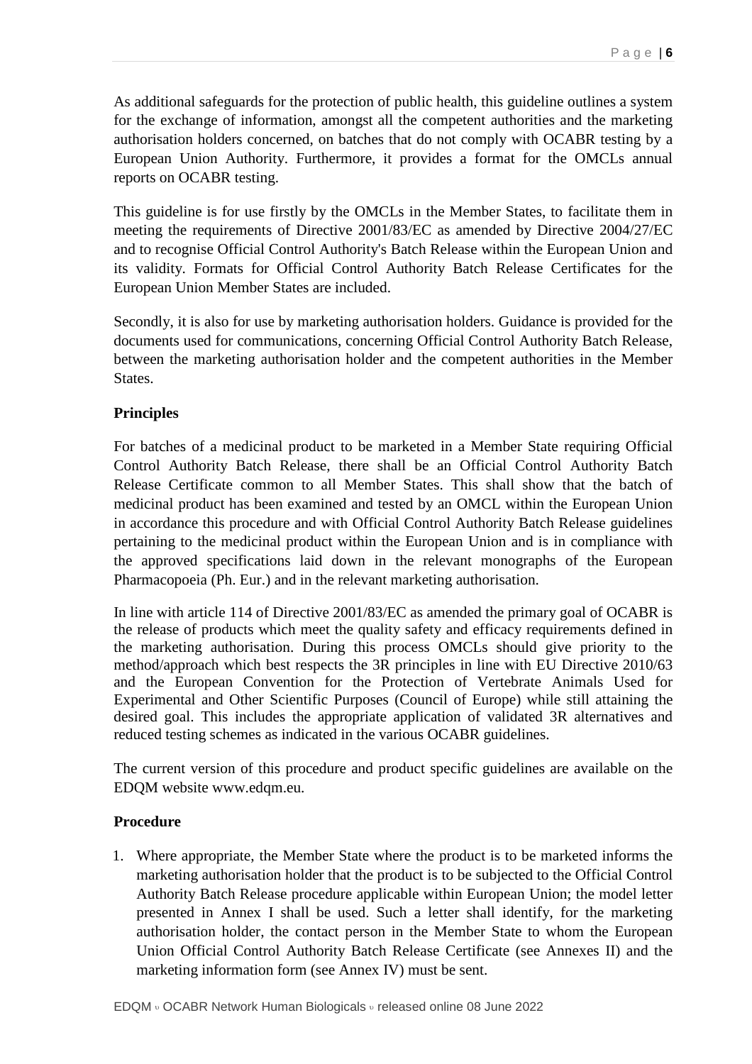As additional safeguards for the protection of public health, this guideline outlines a system for the exchange of information, amongst all the competent authorities and the marketing authorisation holders concerned, on batches that do not comply with OCABR testing by a European Union Authority. Furthermore, it provides a format for the OMCLs annual reports on OCABR testing.

This guideline is for use firstly by the OMCLs in the Member States, to facilitate them in meeting the requirements of Directive 2001/83/EC as amended by Directive 2004/27/EC and to recognise Official Control Authority's Batch Release within the European Union and its validity. Formats for Official Control Authority Batch Release Certificates for the European Union Member States are included.

Secondly, it is also for use by marketing authorisation holders. Guidance is provided for the documents used for communications, concerning Official Control Authority Batch Release, between the marketing authorisation holder and the competent authorities in the Member States.

**Principles**

For batches of a medicinal product to be marketed in a Member State requiring Official Control Authority Batch Release, there shall be an Official Control Authority Batch Release Certificate common to all Member States. This shall show that the batch of medicinal product has been examined and tested by an OMCL within the European Union in accordance this procedure and with Official Control Authority Batch Release guidelines pertaining to the medicinal product within the European Union and is in compliance with the approved specifications laid down in the relevant monographs of the European Pharmacopoeia (Ph. Eur.) and in the relevant marketing authorisation.

In line with article 114 of Directive 2001/83/EC as amended the primary goal of OCABR is the release of products which meet the quality safety and efficacy requirements defined in the marketing authorisation. During this process OMCLs should give priority to the method/approach which best respects the 3R principles in line with EU Directive 2010/63 and the European Convention for the Protection of Vertebrate Animals Used for Experimental and Other Scientific Purposes (Council of Europe) while still attaining the desired goal. This includes the appropriate application of validated 3R alternatives and reduced testing schemes as indicated in the various OCABR guidelines.

The current version of this procedure and product specific guidelines are available on the EDQM website www.edqm.eu.

**Procedure**

1. Where appropriate, the Member State where the product is to be marketed informs the marketing authorisation holder that the product is to be subjected to the Official Control Authority Batch Release procedure applicable within European Union; the model letter presented in Annex I shall be used. Such a letter shall identify, for the marketing authorisation holder, the contact person in the Member State to whom the European Union Official Control Authority Batch Release Certificate (see Annexes II) and the marketing information form (see Annex IV) must be sent.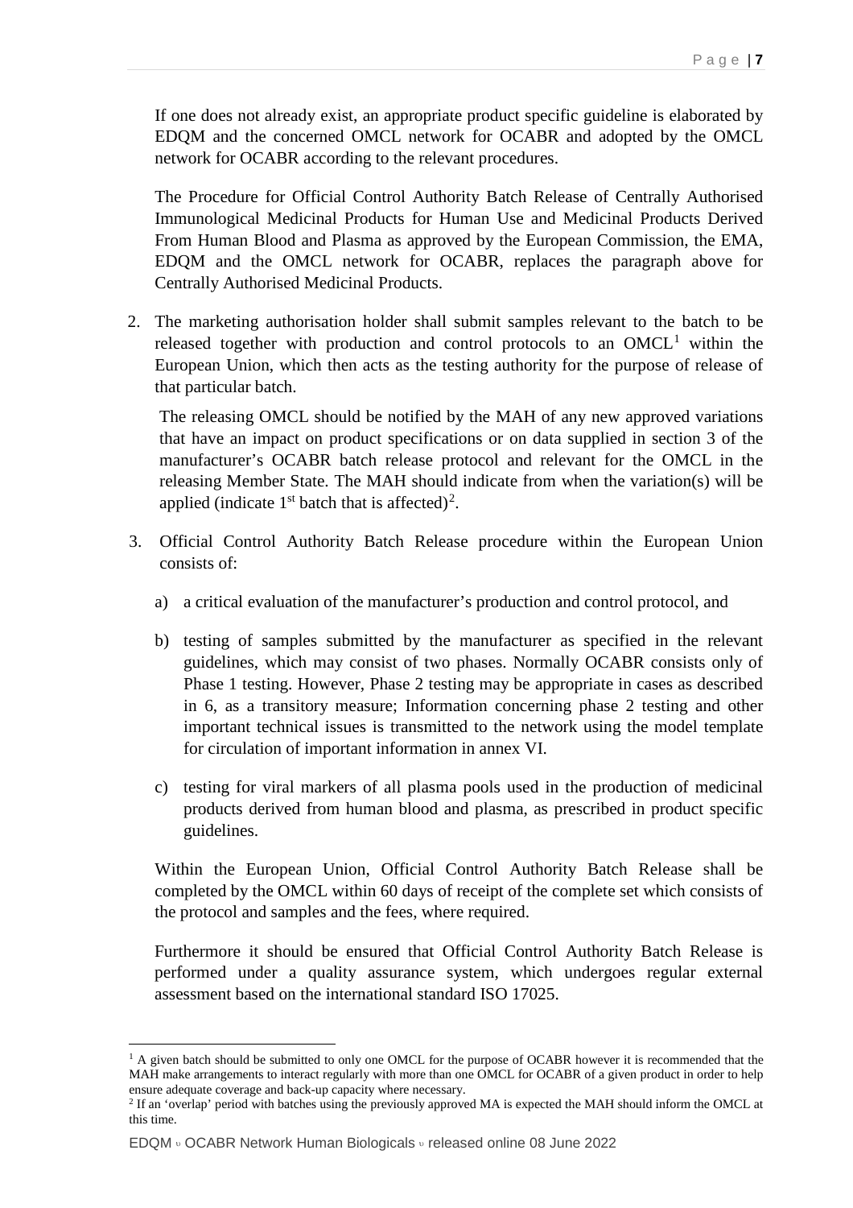If one does not already exist, an appropriate product specific guideline is elaborated by EDQM and the concerned OMCL network for OCABR and adopted by the OMCL network for OCABR according to the relevant procedures.

The Procedure for Official Control Authority Batch Release of Centrally Authorised Immunological Medicinal Products for Human Use and Medicinal Products Derived From Human Blood and Plasma as approved by the European Commission, the EMA, EDQM and the OMCL network for OCABR, replaces the paragraph above for Centrally Authorised Medicinal Products.

2. The marketing authorisation holder shall submit samples relevant to the batch to be released together with production and control protocols to an OMCL[1] within the European Union, which then acts as the testing authority for the purpose of release of that particular batch.

   The releasing OMCL should be notified by the MAH of any new approved variations that have an impact on product specifications or on data supplied in section 3 of the manufacturer's OCABR batch release protocol and relevant for the OMCL in the releasing Member State. The MAH should indicate from when the variation(s) will be applied (indicate 1st batch that is affected)[2].

3. Official Control Authority Batch Release procedure within the European Union consists of:

   a) a critical evaluation of the manufacturer's production and control protocol, and

   b) testing of samples submitted by the manufacturer as specified in the relevant guidelines, which may consist of two phases. Normally OCABR consists only of Phase 1 testing. However, Phase 2 testing may be appropriate in cases as described in 6, as a transitory measure; Information concerning phase 2 testing and other important technical issues is transmitted to the network using the model template for circulation of important information in annex VI.

   c) testing for viral markers of all plasma pools used in the production of medicinal products derived from human blood and plasma, as prescribed in product specific guidelines.

   Within the European Union, Official Control Authority Batch Release shall be completed by the OMCL within 60 days of receipt of the complete set which consists of the protocol and samples and the fees, where required.

   Furthermore it should be ensured that Official Control Authority Batch Release is performed under a quality assurance system, which undergoes regular external assessment based on the international standard ISO 17025.

---

[1] A given batch should be submitted to only one OMCL for the purpose of OCABR however it is recommended that the MAH make arrangements to interact regularly with more than one OMCL for OCABR of a given product in order to help ensure adequate coverage and back-up capacity where necessary.

[2] If an 'overlap' period with batches using the previously approved MA is expected the MAH should inform the OMCL at this time.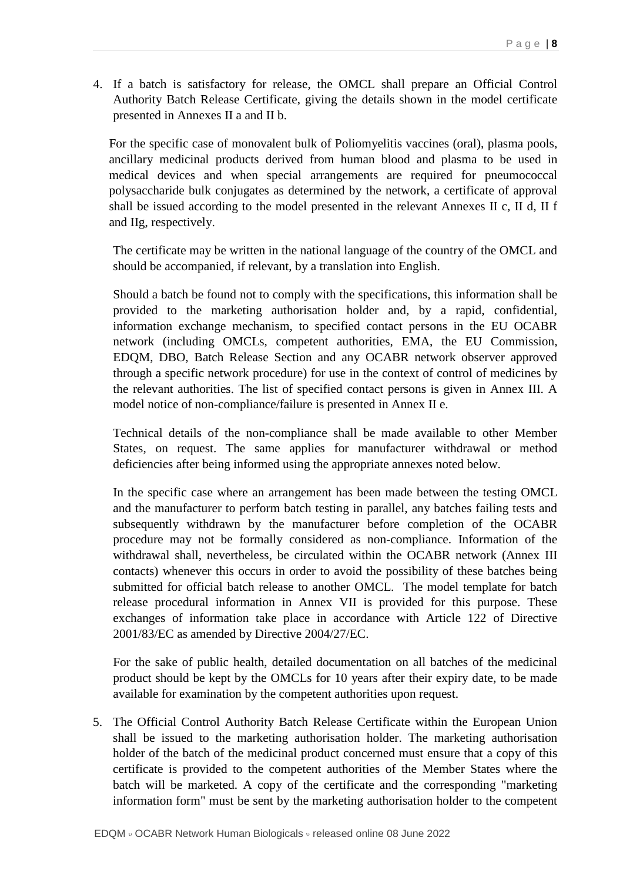4. If a batch is satisfactory for release, the OMCL shall prepare an Official Control Authority Batch Release Certificate, giving the details shown in the model certificate presented in Annexes II a and II b.

   For the specific case of monovalent bulk of Poliomyelitis vaccines (oral), plasma pools, ancillary medicinal products derived from human blood and plasma to be used in medical devices and when special arrangements are required for pneumococcal polysaccharide bulk conjugates as determined by the network, a certificate of approval shall be issued according to the model presented in the relevant Annexes II c, II d, II f and IIg, respectively.

   The certificate may be written in the national language of the country of the OMCL and should be accompanied, if relevant, by a translation into English.

   Should a batch be found not to comply with the specifications, this information shall be provided to the marketing authorisation holder and, by a rapid, confidential, information exchange mechanism, to specified contact persons in the EU OCABR network (including OMCLs, competent authorities, EMA, the EU Commission, EDQM, DBO, Batch Release Section and any OCABR network observer approved through a specific network procedure) for use in the context of control of medicines by the relevant authorities. The list of specified contact persons is given in Annex III. A model notice of non-compliance/failure is presented in Annex II e.

   Technical details of the non-compliance shall be made available to other Member States, on request. The same applies for manufacturer withdrawal or method deficiencies after being informed using the appropriate annexes noted below.

   In the specific case where an arrangement has been made between the testing OMCL and the manufacturer to perform batch testing in parallel, any batches failing tests and subsequently withdrawn by the manufacturer before completion of the OCABR procedure may not be formally considered as non-compliance. Information of the withdrawal shall, nevertheless, be circulated within the OCABR network (Annex III contacts) whenever this occurs in order to avoid the possibility of these batches being submitted for official batch release to another OMCL. The model template for batch release procedural information in Annex VII is provided for this purpose. These exchanges of information take place in accordance with Article 122 of Directive 2001/83/EC as amended by Directive 2004/27/EC.

   For the sake of public health, detailed documentation on all batches of the medicinal product should be kept by the OMCLs for 10 years after their expiry date, to be made available for examination by the competent authorities upon request.

5. The Official Control Authority Batch Release Certificate within the European Union shall be issued to the marketing authorisation holder. The marketing authorisation holder of the batch of the medicinal product concerned must ensure that a copy of this certificate is provided to the competent authorities of the Member States where the batch will be marketed. A copy of the certificate and the corresponding "marketing information form" must be sent by the marketing authorisation holder to the competent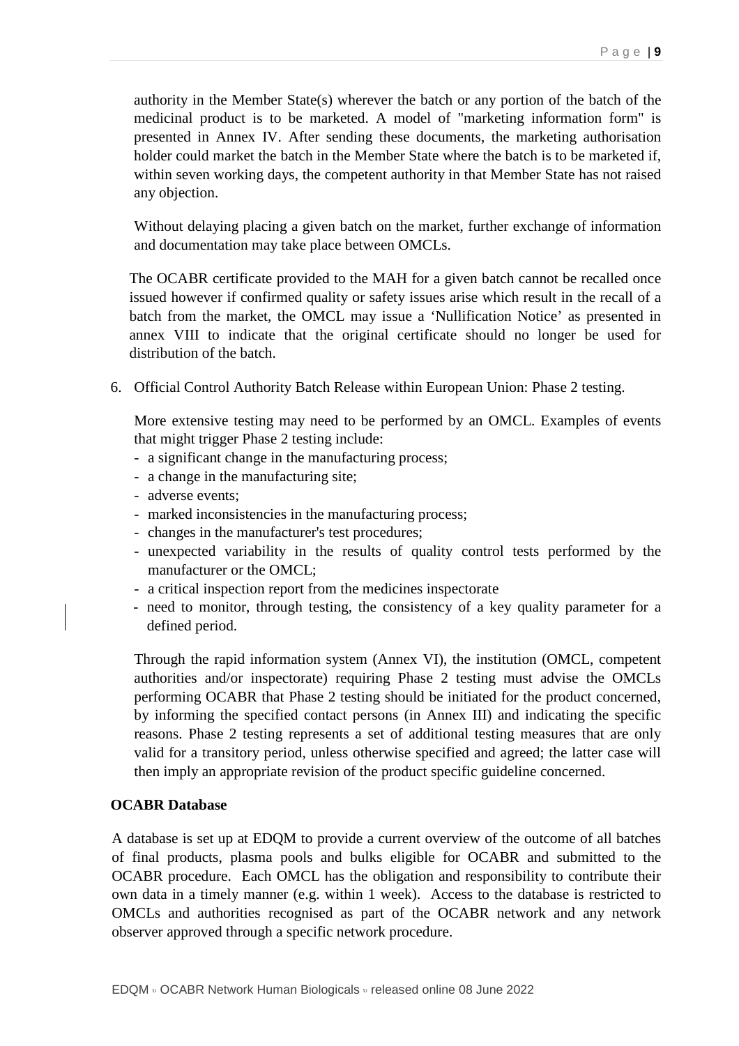authority in the Member State(s) wherever the batch or any portion of the batch of the medicinal product is to be marketed. A model of "marketing information form" is presented in Annex IV. After sending these documents, the marketing authorisation holder could market the batch in the Member State where the batch is to be marketed if, within seven working days, the competent authority in that Member State has not raised any objection.

Without delaying placing a given batch on the market, further exchange of information and documentation may take place between OMCLs.

The OCABR certificate provided to the MAH for a given batch cannot be recalled once issued however if confirmed quality or safety issues arise which result in the recall of a batch from the market, the OMCL may issue a 'Nullification Notice' as presented in annex VIII to indicate that the original certificate should no longer be used for distribution of the batch.

6. Official Control Authority Batch Release within European Union: Phase 2 testing.

   More extensive testing may need to be performed by an OMCL. Examples of events that might trigger Phase 2 testing include:
   - a significant change in the manufacturing process;
   - a change in the manufacturing site;
   - adverse events;
   - marked inconsistencies in the manufacturing process;
   - changes in the manufacturer's test procedures;
   - unexpected variability in the results of quality control tests performed by the manufacturer or the OMCL;
   - a critical inspection report from the medicines inspectorate
   - need to monitor, through testing, the consistency of a key quality parameter for a defined period.

   Through the rapid information system (Annex VI), the institution (OMCL, competent authorities and/or inspectorate) requiring Phase 2 testing must advise the OMCLs performing OCABR that Phase 2 testing should be initiated for the product concerned, by informing the specified contact persons (in Annex III) and indicating the specific reasons. Phase 2 testing represents a set of additional testing measures that are only valid for a transitory period, unless otherwise specified and agreed; the latter case will then imply an appropriate revision of the product specific guideline concerned.

**OCABR Database**

A database is set up at EDQM to provide a current overview of the outcome of all batches of final products, plasma pools and bulks eligible for OCABR and submitted to the OCABR procedure. Each OMCL has the obligation and responsibility to contribute their own data in a timely manner (e.g. within 1 week). Access to the database is restricted to OMCLs and authorities recognised as part of the OCABR network and any network observer approved through a specific network procedure.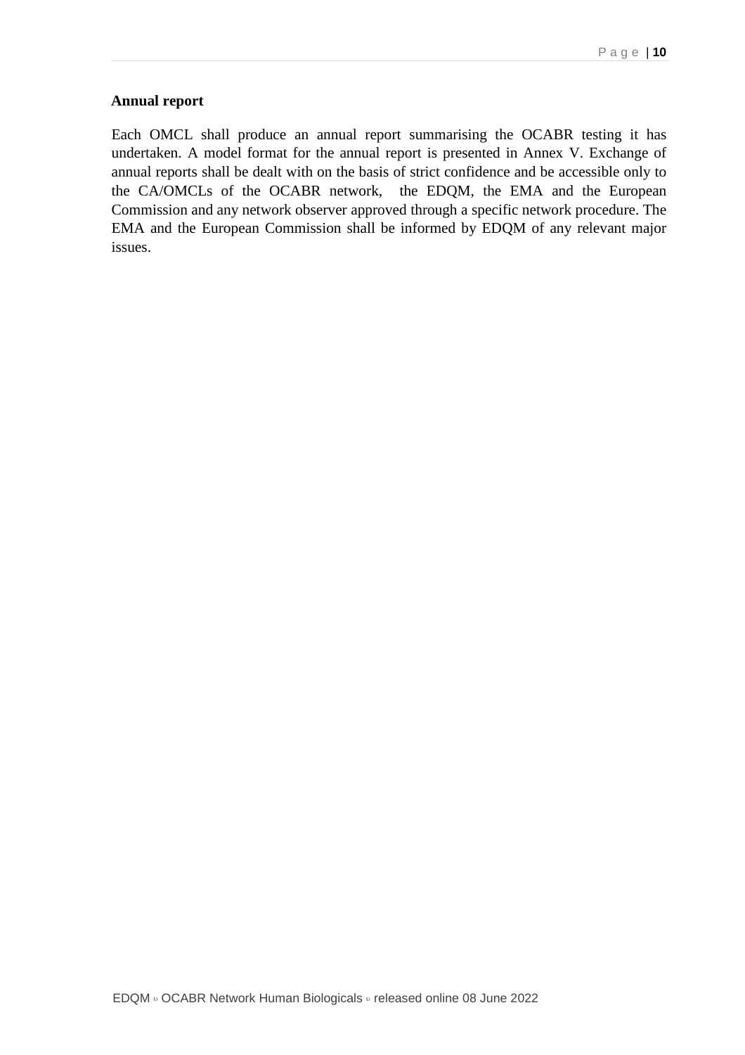**Annual report**

Each OMCL shall produce an annual report summarising the OCABR testing it has undertaken. A model format for the annual report is presented in Annex V. Exchange of annual reports shall be dealt with on the basis of strict confidence and be accessible only to the CA/OMCLs of the OCABR network, the EDQM, the EMA and the European Commission and any network observer approved through a specific network procedure. The EMA and the European Commission shall be informed by EDQM of any relevant major issues.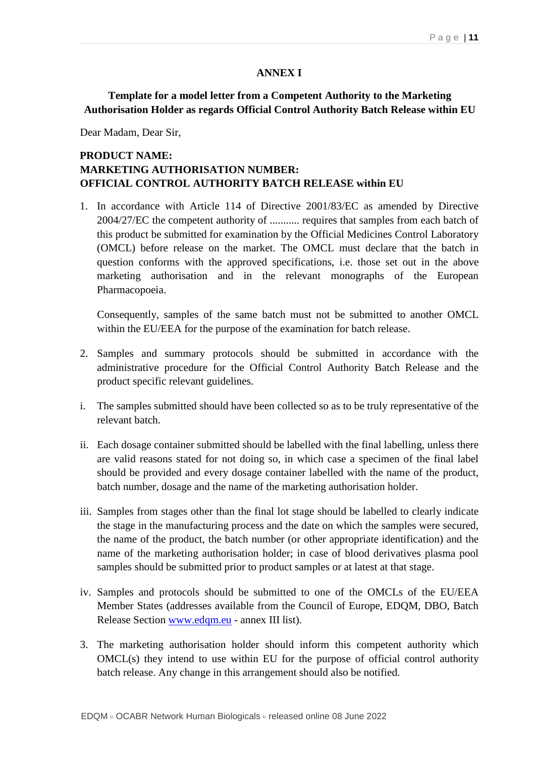## ANNEX I

### Template for a model letter from a Competent Authority to the Marketing Authorisation Holder as regards Official Control Authority Batch Release within EU

Dear Madam, Dear Sir,

**PRODUCT NAME:**
**MARKETING AUTHORISATION NUMBER:**
**OFFICIAL CONTROL AUTHORITY BATCH RELEASE within EU**

1. In accordance with Article 114 of Directive 2001/83/EC as amended by Directive 2004/27/EC the competent authority of ........... requires that samples from each batch of this product be submitted for examination by the Official Medicines Control Laboratory (OMCL) before release on the market. The OMCL must declare that the batch in question conforms with the approved specifications, i.e. those set out in the above marketing authorisation and in the relevant monographs of the European Pharmacopoeia.

   Consequently, samples of the same batch must not be submitted to another OMCL within the EU/EEA for the purpose of the examination for batch release.

2. Samples and summary protocols should be submitted in accordance with the administrative procedure for the Official Control Authority Batch Release and the product specific relevant guidelines.

i. The samples submitted should have been collected so as to be truly representative of the relevant batch.

ii. Each dosage container submitted should be labelled with the final labelling, unless there are valid reasons stated for not doing so, in which case a specimen of the final label should be provided and every dosage container labelled with the name of the product, batch number, dosage and the name of the marketing authorisation holder.

iii. Samples from stages other than the final lot stage should be labelled to clearly indicate the stage in the manufacturing process and the date on which the samples were secured, the name of the product, the batch number (or other appropriate identification) and the name of the marketing authorisation holder; in case of blood derivatives plasma pool samples should be submitted prior to product samples or at latest at that stage.

iv. Samples and protocols should be submitted to one of the OMCLs of the EU/EEA Member States (addresses available from the Council of Europe, EDQM, DBO, Batch Release Section www.edqm.eu - annex III list).

3. The marketing authorisation holder should inform this competent authority which OMCL(s) they intend to use within EU for the purpose of official control authority batch release. Any change in this arrangement should also be notified.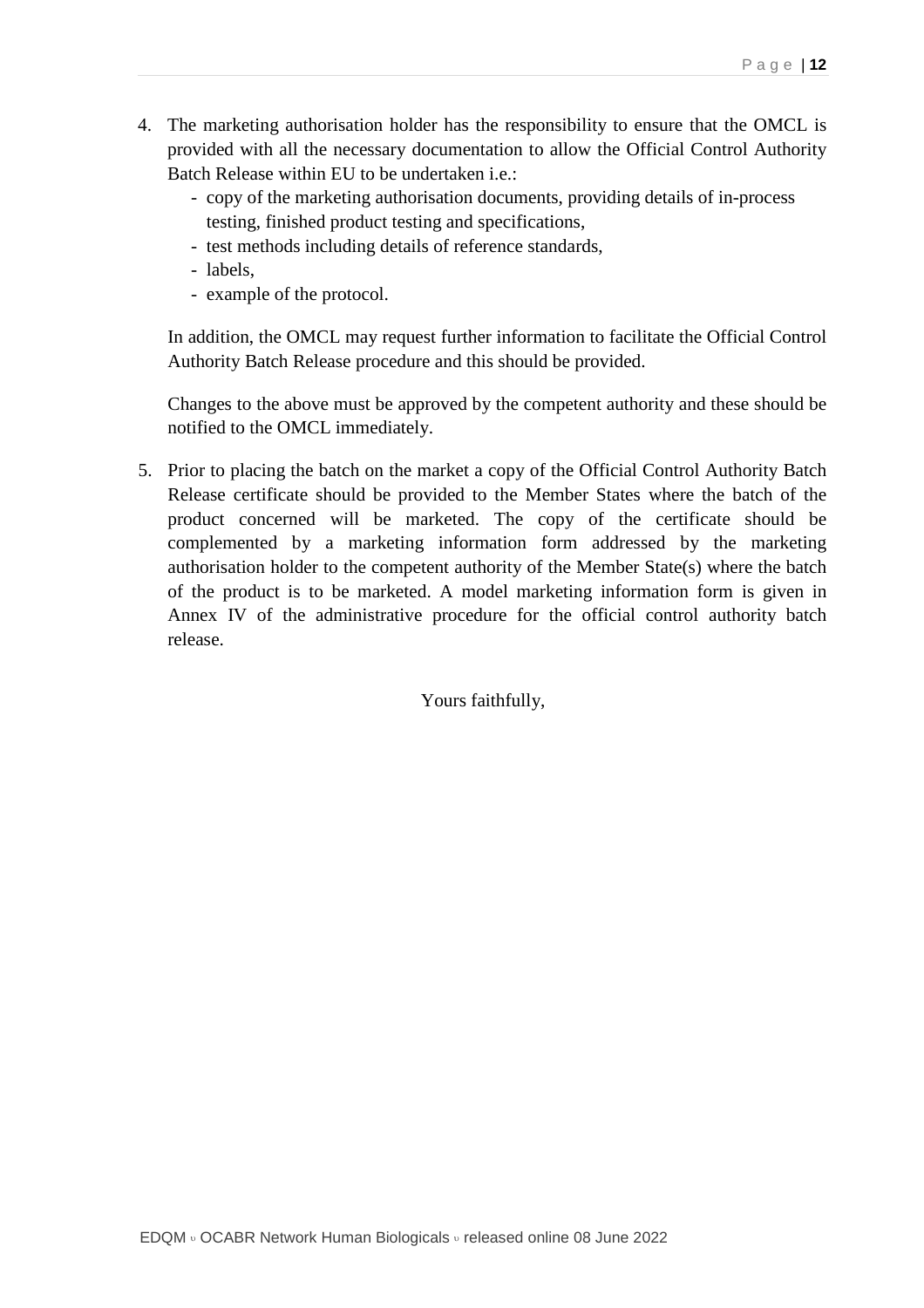4. The marketing authorisation holder has the responsibility to ensure that the OMCL is provided with all the necessary documentation to allow the Official Control Authority Batch Release within EU to be undertaken i.e.:
   - copy of the marketing authorisation documents, providing details of in-process testing, finished product testing and specifications,
   - test methods including details of reference standards,
   - labels,
   - example of the protocol.

   In addition, the OMCL may request further information to facilitate the Official Control Authority Batch Release procedure and this should be provided.

   Changes to the above must be approved by the competent authority and these should be notified to the OMCL immediately.

5. Prior to placing the batch on the market a copy of the Official Control Authority Batch Release certificate should be provided to the Member States where the batch of the product concerned will be marketed. The copy of the certificate should be complemented by a marketing information form addressed by the marketing authorisation holder to the competent authority of the Member State(s) where the batch of the product is to be marketed. A model marketing information form is given in Annex IV of the administrative procedure for the official control authority batch release.

Yours faithfully,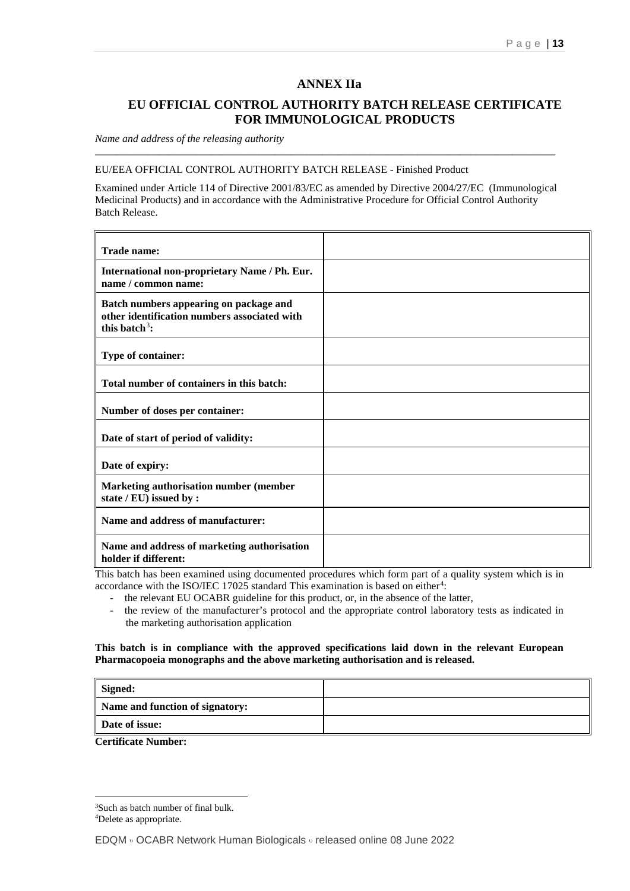# ANNEX IIa

## EU OFFICIAL CONTROL AUTHORITY BATCH RELEASE CERTIFICATE FOR IMMUNOLOGICAL PRODUCTS

*Name and address of the releasing authority*

---

EU/EEA OFFICIAL CONTROL AUTHORITY BATCH RELEASE - Finished Product

Examined under Article 114 of Directive 2001/83/EC as amended by Directive 2004/27/EC (Immunological Medicinal Products) and in accordance with the Administrative Procedure for Official Control Authority Batch Release.

| | |
|---|---|
| **Trade name:** | |
| **International non-proprietary Name / Ph. Eur. name / common name:** | |
| **Batch numbers appearing on package and other identification numbers associated with this batch[3]:** | |
| **Type of container:** | |
| **Total number of containers in this batch:** | |
| **Number of doses per container:** | |
| **Date of start of period of validity:** | |
| **Date of expiry:** | |
| **Marketing authorisation number (member state / EU) issued by :** | |
| **Name and address of manufacturer:** | |
| **Name and address of marketing authorisation holder if different:** | |

This batch has been examined using documented procedures which form part of a quality system which is in accordance with the ISO/IEC 17025 standard This examination is based on either[4]:

- the relevant EU OCABR guideline for this product, or, in the absence of the latter,
- the review of the manufacturer's protocol and the appropriate control laboratory tests as indicated in the marketing authorisation application

**This batch is in compliance with the approved specifications laid down in the relevant European Pharmacopoeia monographs and the above marketing authorisation and is released.**

| | |
|---|---|
| **Signed:** | |
| **Name and function of signatory:** | |
| **Date of issue:** | |

**Certificate Number:**

---

[3] Such as batch number of final bulk.

[4] Delete as appropriate.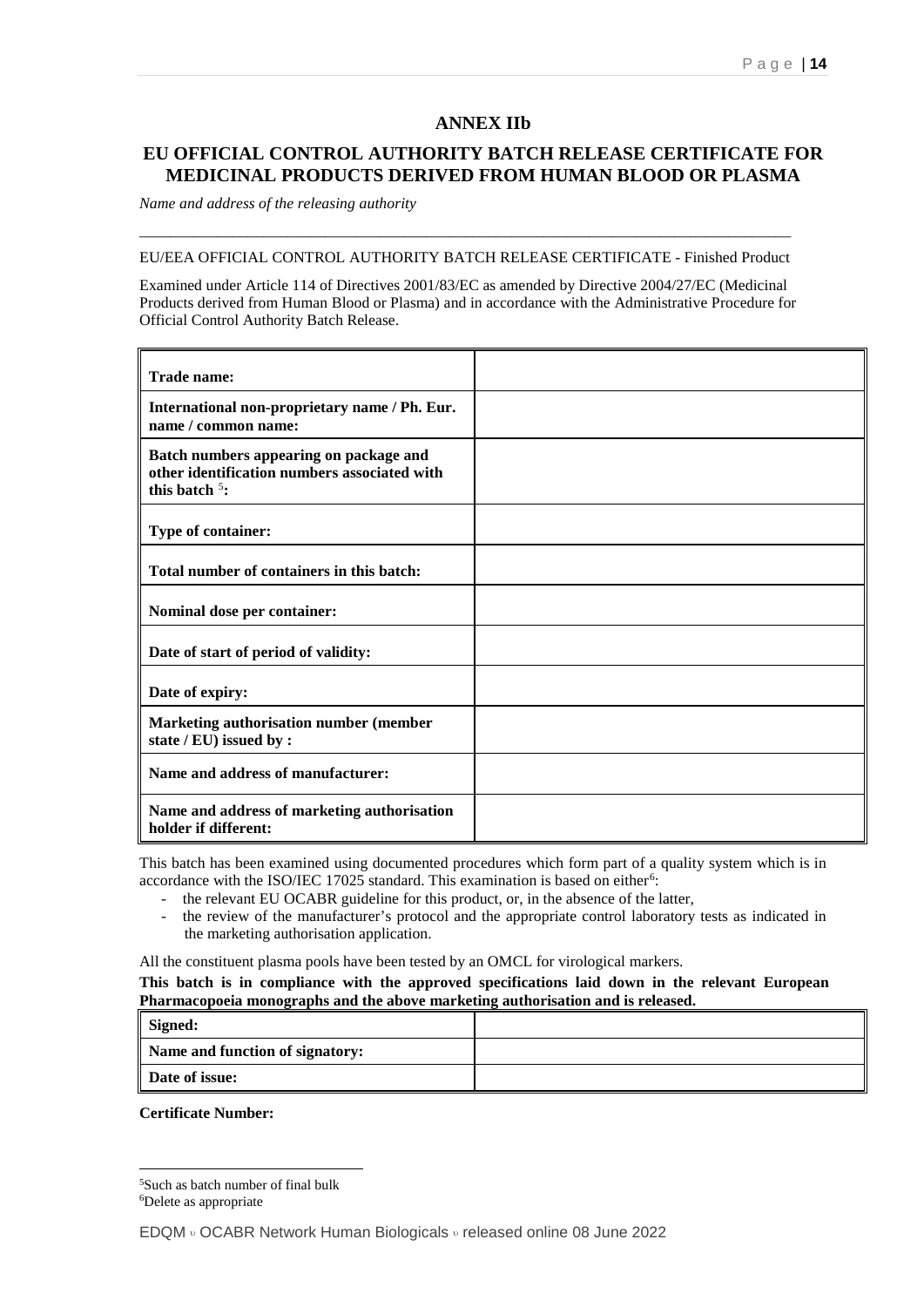## ANNEX IIb

## EU OFFICIAL CONTROL AUTHORITY BATCH RELEASE CERTIFICATE FOR MEDICINAL PRODUCTS DERIVED FROM HUMAN BLOOD OR PLASMA

*Name and address of the releasing authority*

---

EU/EEA OFFICIAL CONTROL AUTHORITY BATCH RELEASE CERTIFICATE - Finished Product

Examined under Article 114 of Directives 2001/83/EC as amended by Directive 2004/27/EC (Medicinal Products derived from Human Blood or Plasma) and in accordance with the Administrative Procedure for Official Control Authority Batch Release.

| | |
|---|---|
| **Trade name:** | |
| **International non-proprietary name / Ph. Eur. name / common name:** | |
| **Batch numbers appearing on package and other identification numbers associated with this batch** [5]**:** | |
| **Type of container:** | |
| **Total number of containers in this batch:** | |
| **Nominal dose per container:** | |
| **Date of start of period of validity:** | |
| **Date of expiry:** | |
| **Marketing authorisation number (member state / EU) issued by :** | |
| **Name and address of manufacturer:** | |
| **Name and address of marketing authorisation holder if different:** | |

This batch has been examined using documented procedures which form part of a quality system which is in accordance with the ISO/IEC 17025 standard. This examination is based on either[6]:

- the relevant EU OCABR guideline for this product, or, in the absence of the latter,
- the review of the manufacturer's protocol and the appropriate control laboratory tests as indicated in the marketing authorisation application.

All the constituent plasma pools have been tested by an OMCL for virological markers.

**This batch is in compliance with the approved specifications laid down in the relevant European Pharmacopoeia monographs and the above marketing authorisation and is released.**

| | |
|---|---|
| **Signed:** | |
| **Name and function of signatory:** | |
| **Date of issue:** | |

**Certificate Number:**

---

[5] Such as batch number of final bulk

[6] Delete as appropriate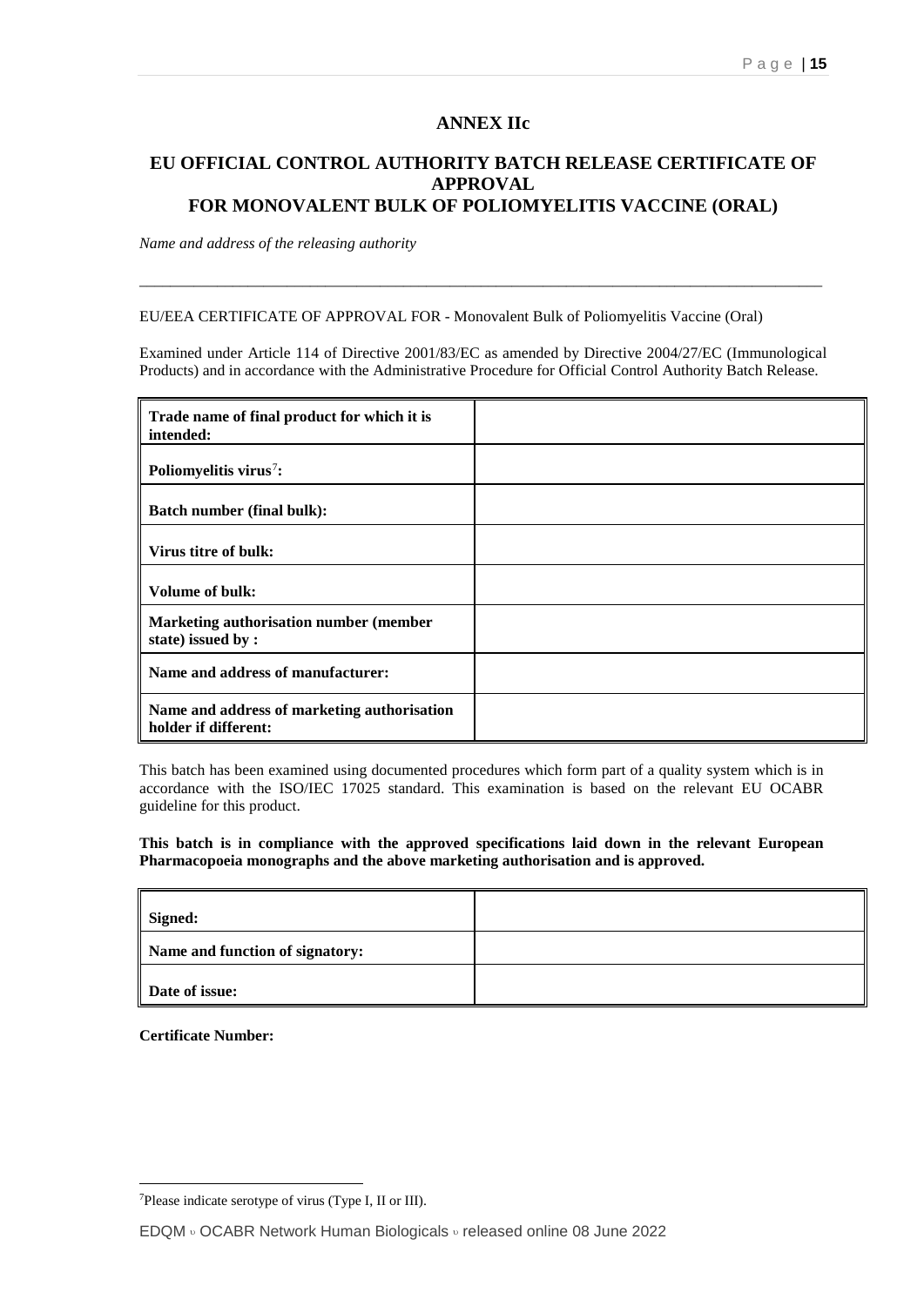# ANNEX IIc

## EU OFFICIAL CONTROL AUTHORITY BATCH RELEASE CERTIFICATE OF APPROVAL FOR MONOVALENT BULK OF POLIOMYELITIS VACCINE (ORAL)

*Name and address of the releasing authority*

---

EU/EEA CERTIFICATE OF APPROVAL FOR - Monovalent Bulk of Poliomyelitis Vaccine (Oral)

Examined under Article 114 of Directive 2001/83/EC as amended by Directive 2004/27/EC (Immunological Products) and in accordance with the Administrative Procedure for Official Control Authority Batch Release.

| | |
|---|---|
| **Trade name of final product for which it is intended:** | |
| **Poliomyelitis virus[7]:** | |
| **Batch number (final bulk):** | |
| **Virus titre of bulk:** | |
| **Volume of bulk:** | |
| **Marketing authorisation number (member state) issued by :** | |
| **Name and address of manufacturer:** | |
| **Name and address of marketing authorisation holder if different:** | |

This batch has been examined using documented procedures which form part of a quality system which is in accordance with the ISO/IEC 17025 standard. This examination is based on the relevant EU OCABR guideline for this product.

**This batch is in compliance with the approved specifications laid down in the relevant European Pharmacopoeia monographs and the above marketing authorisation and is approved.**

| | |
|---|---|
| **Signed:** | |
| **Name and function of signatory:** | |
| **Date of issue:** | |

**Certificate Number:**

[7]Please indicate serotype of virus (Type I, II or III).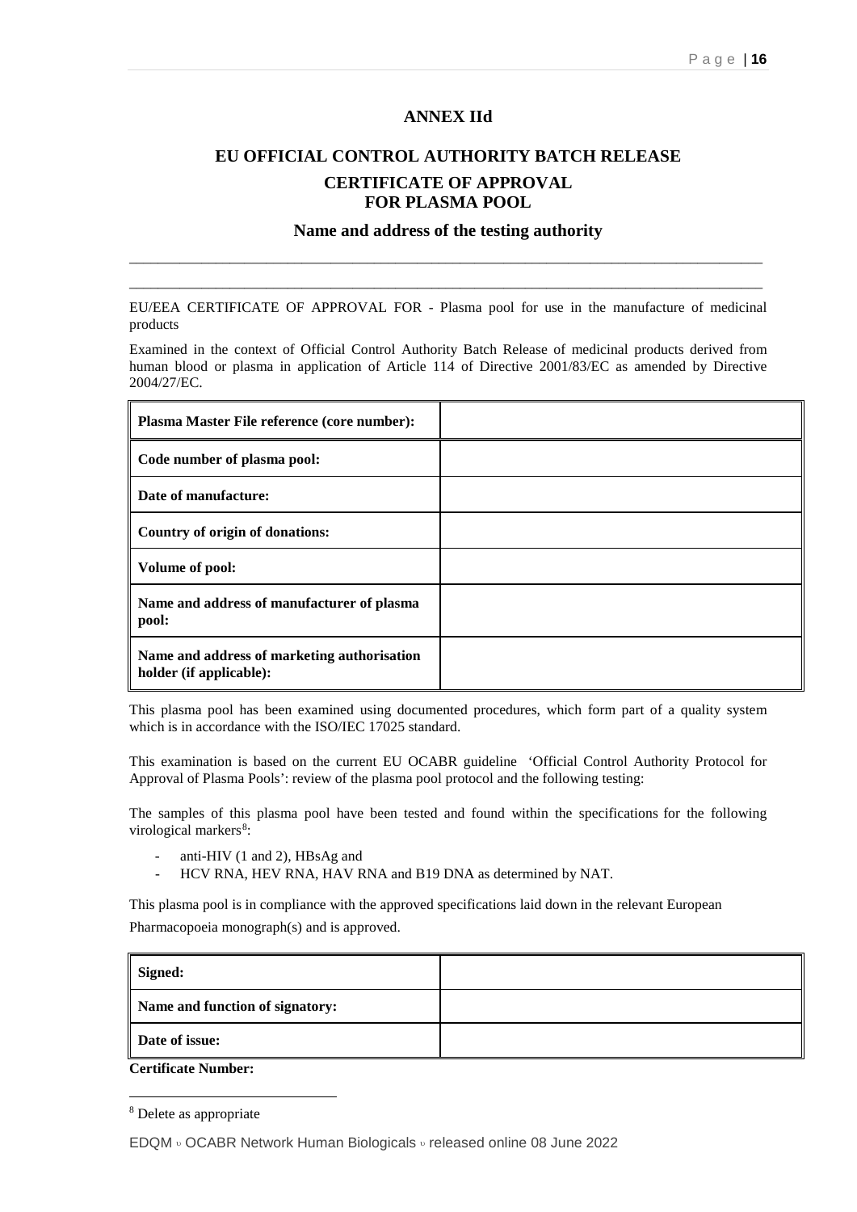# ANNEX IId

## EU OFFICIAL CONTROL AUTHORITY BATCH RELEASE

## CERTIFICATE OF APPROVAL FOR PLASMA POOL

### Name and address of the testing authority

\_\_\_\_\_\_\_\_\_\_\_\_\_\_\_\_\_\_\_\_\_\_\_\_\_\_\_\_\_\_\_\_\_\_\_\_\_\_\_\_\_\_\_\_\_\_\_\_\_\_\_\_\_\_\_\_\_\_\_\_\_\_\_\_\_\_\_\_\_\_\_\_\_\_\_\_\_\_\_\_\_\_\_\_

\_\_\_\_\_\_\_\_\_\_\_\_\_\_\_\_\_\_\_\_\_\_\_\_\_\_\_\_\_\_\_\_\_\_\_\_\_\_\_\_\_\_\_\_\_\_\_\_\_\_\_\_\_\_\_\_\_\_\_\_\_\_\_\_\_\_\_\_\_\_\_\_\_\_\_\_\_\_\_\_\_\_\_\_

EU/EEA CERTIFICATE OF APPROVAL FOR - Plasma pool for use in the manufacture of medicinal products

Examined in the context of Official Control Authority Batch Release of medicinal products derived from human blood or plasma in application of Article 114 of Directive 2001/83/EC as amended by Directive 2004/27/EC.

| | |
|---|---|
| **Plasma Master File reference (core number):** | |
| **Code number of plasma pool:** | |
| **Date of manufacture:** | |
| **Country of origin of donations:** | |
| **Volume of pool:** | |
| **Name and address of manufacturer of plasma pool:** | |
| **Name and address of marketing authorisation holder (if applicable):** | |

This plasma pool has been examined using documented procedures, which form part of a quality system which is in accordance with the ISO/IEC 17025 standard.

This examination is based on the current EU OCABR guideline 'Official Control Authority Protocol for Approval of Plasma Pools': review of the plasma pool protocol and the following testing:

The samples of this plasma pool have been tested and found within the specifications for the following virological markers[8]:

- anti-HIV (1 and 2), HBsAg and
- HCV RNA, HEV RNA, HAV RNA and B19 DNA as determined by NAT.

This plasma pool is in compliance with the approved specifications laid down in the relevant European Pharmacopoeia monograph(s) and is approved.

| | |
|---|---|
| **Signed:** | |
| **Name and function of signatory:** | |
| **Date of issue:** | |

**Certificate Number:**

[8] Delete as appropriate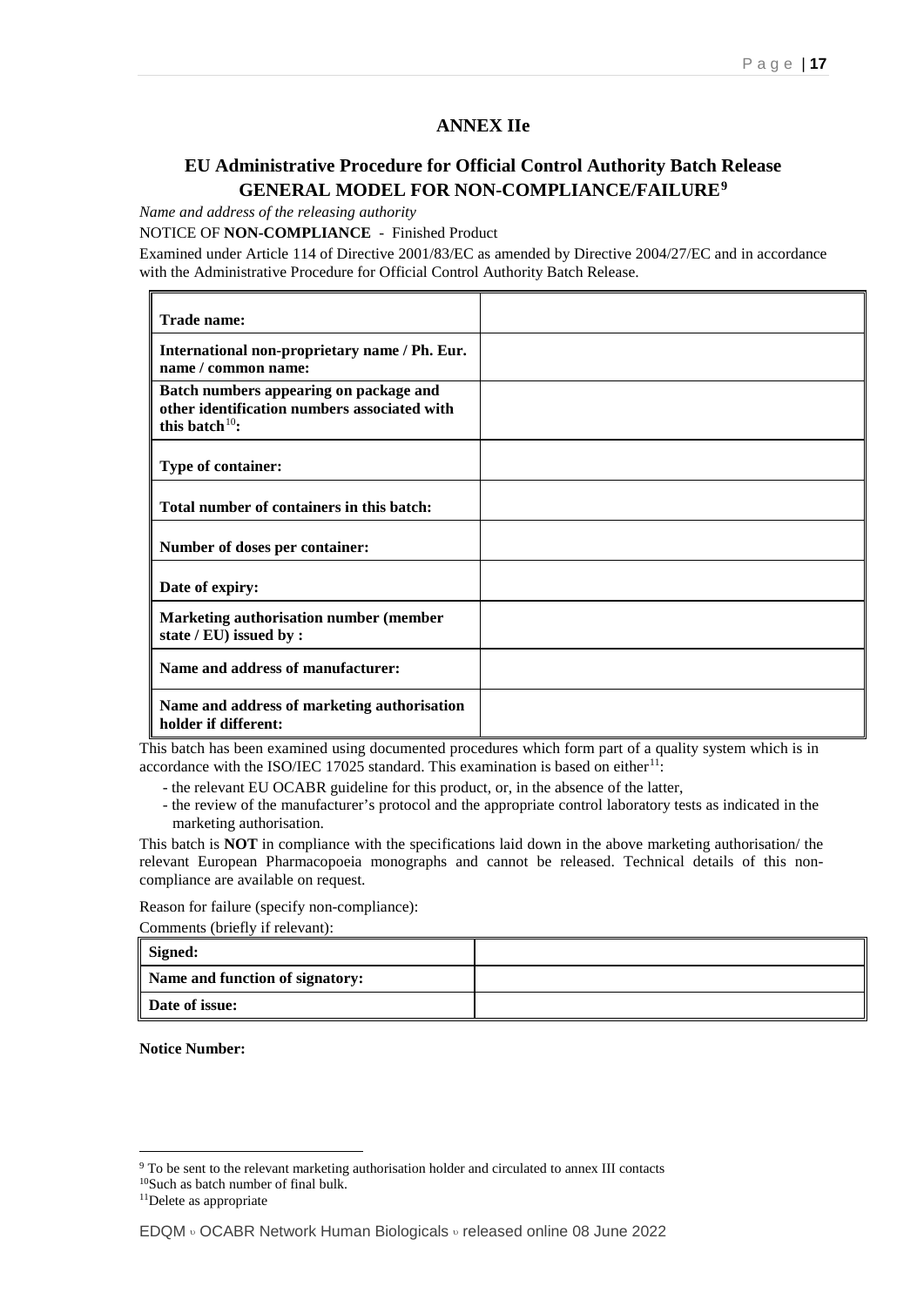# ANNEX IIe

## EU Administrative Procedure for Official Control Authority Batch Release GENERAL MODEL FOR NON-COMPLIANCE/FAILURE[9]

*Name and address of the releasing authority*

NOTICE OF **NON-COMPLIANCE** - Finished Product

Examined under Article 114 of Directive 2001/83/EC as amended by Directive 2004/27/EC and in accordance with the Administrative Procedure for Official Control Authority Batch Release.

| | |
|---|---|
| **Trade name:** | |
| **International non-proprietary name / Ph. Eur. name / common name:** | |
| **Batch numbers appearing on package and other identification numbers associated with this batch[10]:** | |
| **Type of container:** | |
| **Total number of containers in this batch:** | |
| **Number of doses per container:** | |
| **Date of expiry:** | |
| **Marketing authorisation number (member state / EU) issued by :** | |
| **Name and address of manufacturer:** | |
| **Name and address of marketing authorisation holder if different:** | |

This batch has been examined using documented procedures which form part of a quality system which is in accordance with the ISO/IEC 17025 standard. This examination is based on either[11]:

- the relevant EU OCABR guideline for this product, or, in the absence of the latter,
- the review of the manufacturer's protocol and the appropriate control laboratory tests as indicated in the marketing authorisation.

This batch is **NOT** in compliance with the specifications laid down in the above marketing authorisation/ the relevant European Pharmacopoeia monographs and cannot be released. Technical details of this non-compliance are available on request.

Reason for failure (specify non-compliance):

Comments (briefly if relevant):

| | |
|---|---|
| **Signed:** | |
| **Name and function of signatory:** | |
| **Date of issue:** | |

**Notice Number:**

---

[9] To be sent to the relevant marketing authorisation holder and circulated to annex III contacts

[10] Such as batch number of final bulk.

[11] Delete as appropriate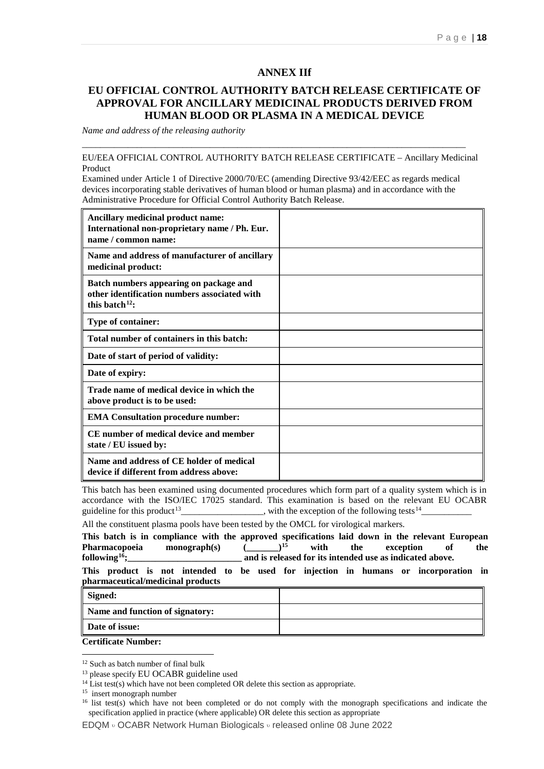## ANNEX IIf

## EU OFFICIAL CONTROL AUTHORITY BATCH RELEASE CERTIFICATE OF APPROVAL FOR ANCILLARY MEDICINAL PRODUCTS DERIVED FROM HUMAN BLOOD OR PLASMA IN A MEDICAL DEVICE

*Name and address of the releasing authority*

---

EU/EEA OFFICIAL CONTROL AUTHORITY BATCH RELEASE CERTIFICATE – Ancillary Medicinal Product

Examined under Article 1 of Directive 2000/70/EC (amending Directive 93/42/EEC as regards medical devices incorporating stable derivatives of human blood or human plasma) and in accordance with the Administrative Procedure for Official Control Authority Batch Release.

| | |
|---|---|
| **Ancillary medicinal product name: International non-proprietary name / Ph. Eur. name / common name:** | |
| **Name and address of manufacturer of ancillary medicinal product:** | |
| **Batch numbers appearing on package and other identification numbers associated with this batch[12]:** | |
| **Type of container:** | |
| **Total number of containers in this batch:** | |
| **Date of start of period of validity:** | |
| **Date of expiry:** | |
| **Trade name of medical device in which the above product is to be used:** | |
| **EMA Consultation procedure number:** | |
| **CE number of medical device and member state / EU issued by:** | |
| **Name and address of CE holder of medical device if different from address above:** | |

This batch has been examined using documented procedures which form part of a quality system which is in accordance with the ISO/IEC 17025 standard. This examination is based on the relevant EU OCABR guideline for this product[13]_________________, with the exception of the following tests[14]__________

All the constituent plasma pools have been tested by the OMCL for virological markers.

**This batch is in compliance with the approved specifications laid down in the relevant European Pharmacopoeia monograph(s) (_______)[15] with the exception of the following[16];_________________________ and is released for its intended use as indicated above.**

**This product is not intended to be used for injection in humans or incorporation in pharmaceutical/medicinal products**

| | |
|---|---|
| **Signed:** | |
| **Name and function of signatory:** | |
| **Date of issue:** | |

**Certificate Number:**

---

[12] Such as batch number of final bulk

[13] please specify EU OCABR guideline used

[14] List test(s) which have not been completed OR delete this section as appropriate.

[15] insert monograph number

[16] list test(s) which have not been completed or do not comply with the monograph specifications and indicate the specification applied in practice (where applicable) OR delete this section as appropriate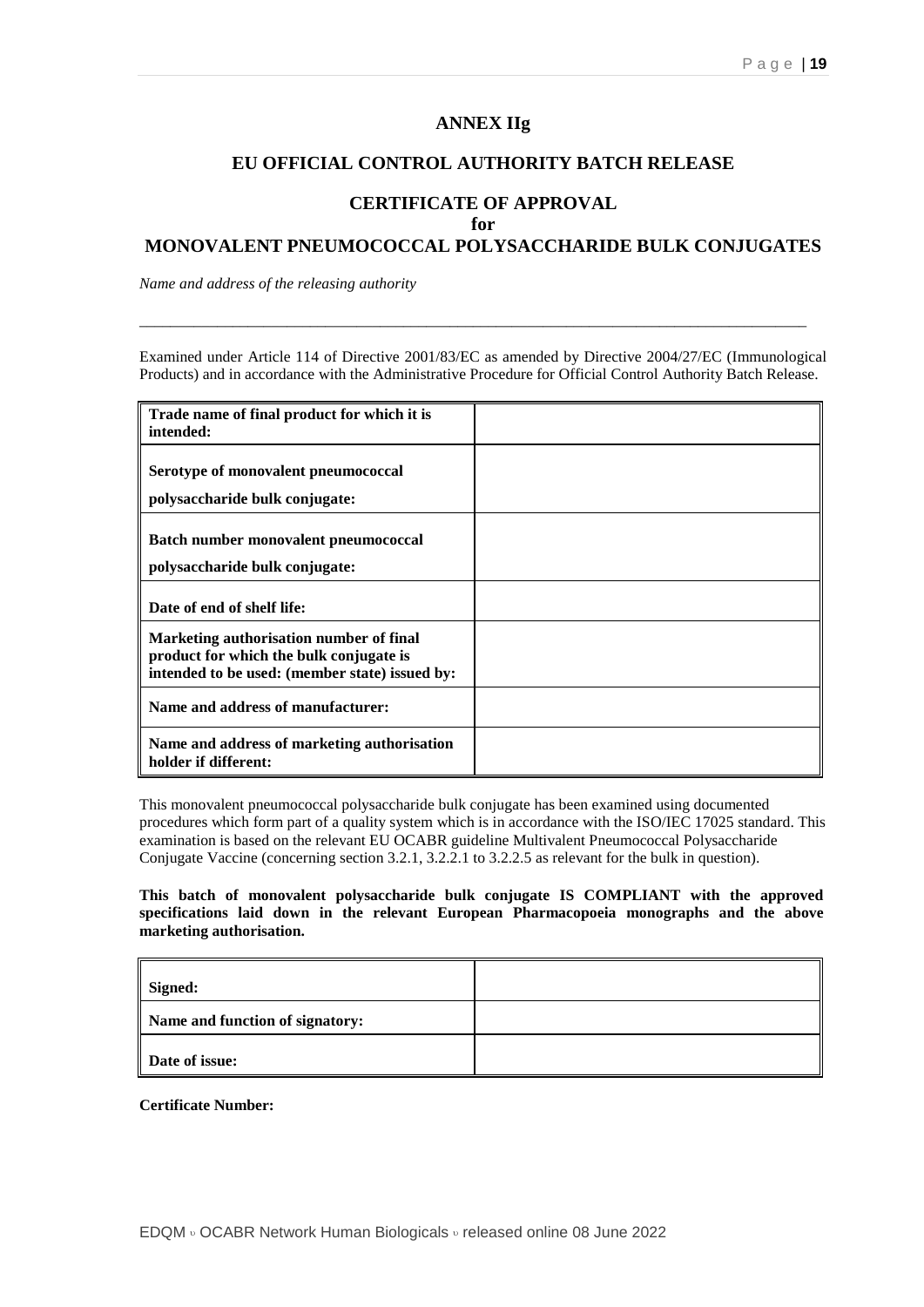# ANNEX IIg

## EU OFFICIAL CONTROL AUTHORITY BATCH RELEASE

## CERTIFICATE OF APPROVAL
## for
## MONOVALENT PNEUMOCOCCAL POLYSACCHARIDE BULK CONJUGATES

*Name and address of the releasing authority*

---

Examined under Article 114 of Directive 2001/83/EC as amended by Directive 2004/27/EC (Immunological Products) and in accordance with the Administrative Procedure for Official Control Authority Batch Release.

| | |
|---|---|
| **Trade name of final product for which it is intended:** | |
| **Serotype of monovalent pneumococcal polysaccharide bulk conjugate:** | |
| **Batch number monovalent pneumococcal polysaccharide bulk conjugate:** | |
| **Date of end of shelf life:** | |
| **Marketing authorisation number of final product for which the bulk conjugate is intended to be used: (member state) issued by:** | |
| **Name and address of manufacturer:** | |
| **Name and address of marketing authorisation holder if different:** | |

This monovalent pneumococcal polysaccharide bulk conjugate has been examined using documented procedures which form part of a quality system which is in accordance with the ISO/IEC 17025 standard. This examination is based on the relevant EU OCABR guideline Multivalent Pneumococcal Polysaccharide Conjugate Vaccine (concerning section 3.2.1, 3.2.2.1 to 3.2.2.5 as relevant for the bulk in question).

**This batch of monovalent polysaccharide bulk conjugate IS COMPLIANT with the approved specifications laid down in the relevant European Pharmacopoeia monographs and the above marketing authorisation.**

| | |
|---|---|
| **Signed:** | |
| **Name and function of signatory:** | |
| **Date of issue:** | |

**Certificate Number:**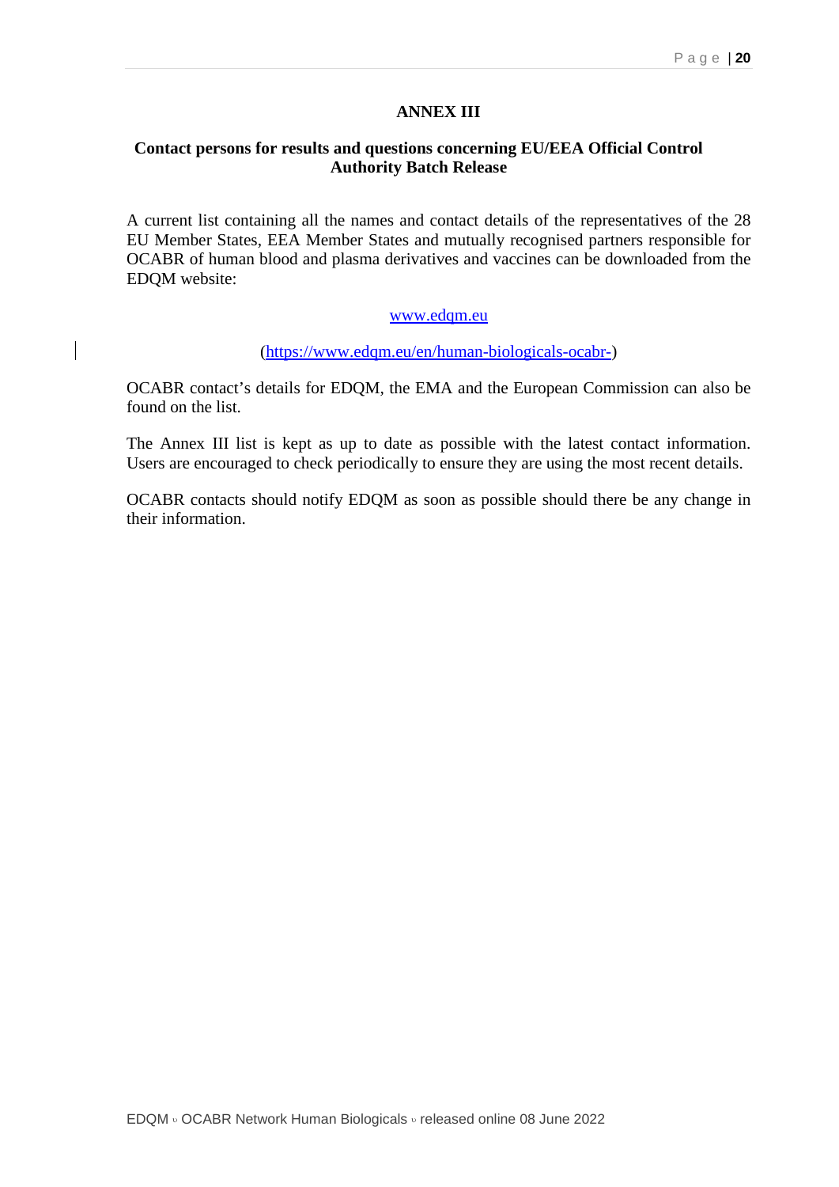# ANNEX III

## Contact persons for results and questions concerning EU/EEA Official Control Authority Batch Release

A current list containing all the names and contact details of the representatives of the 28 EU Member States, EEA Member States and mutually recognised partners responsible for OCABR of human blood and plasma derivatives and vaccines can be downloaded from the EDQM website:

[www.edqm.eu](www.edqm.eu)

([https://www.edqm.eu/en/human-biologicals-ocabr-](https://www.edqm.eu/en/human-biologicals-ocabr-))

OCABR contact's details for EDQM, the EMA and the European Commission can also be found on the list.

The Annex III list is kept as up to date as possible with the latest contact information. Users are encouraged to check periodically to ensure they are using the most recent details.

OCABR contacts should notify EDQM as soon as possible should there be any change in their information.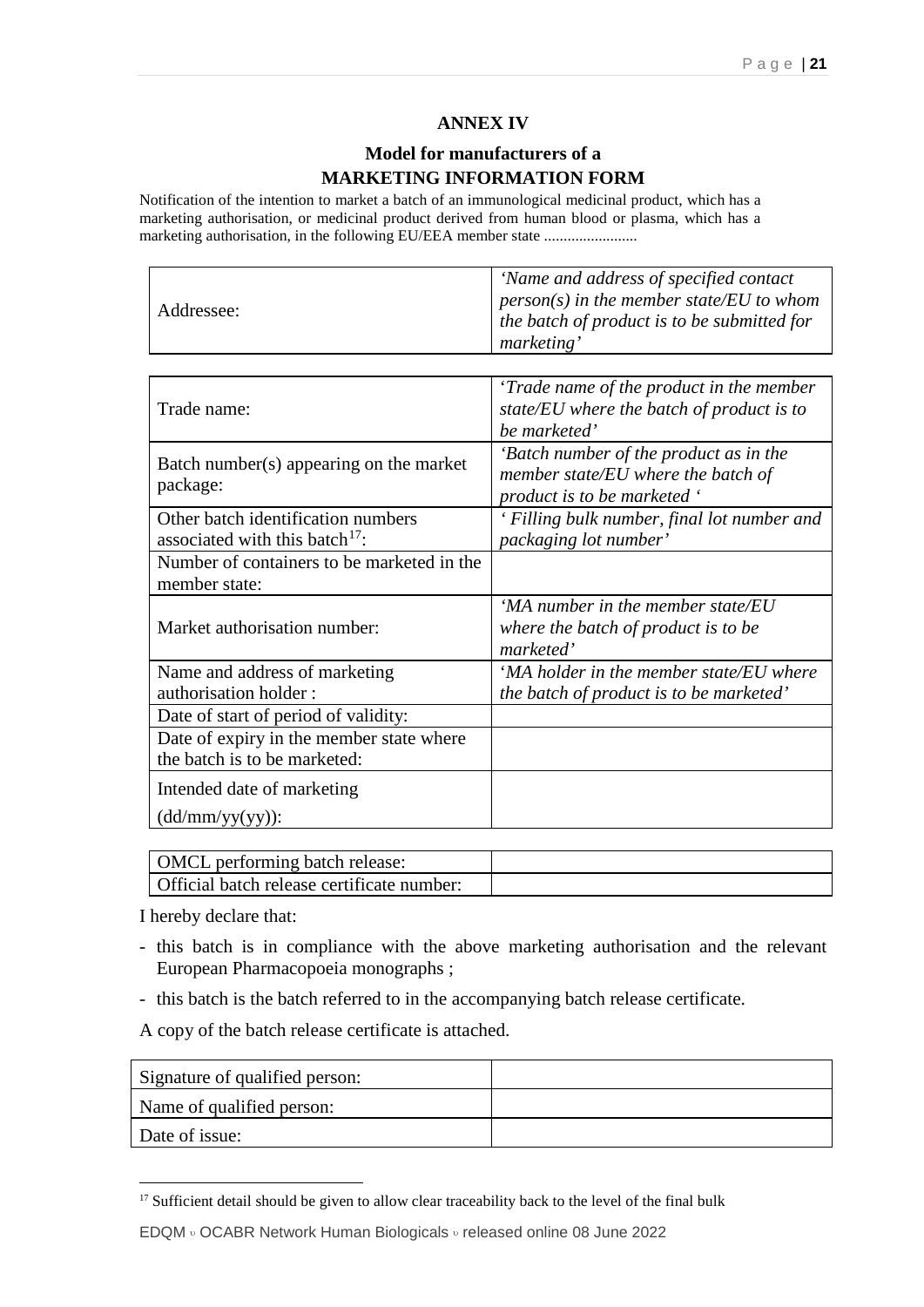## ANNEX IV

### Model for manufacturers of a MARKETING INFORMATION FORM

Notification of the intention to market a batch of an immunological medicinal product, which has a marketing authorisation, or medicinal product derived from human blood or plasma, which has a marketing authorisation, in the following EU/EEA member state ........................

| | |
|---|---|
| Addressee: | *'Name and address of specified contact person(s) in the member state/EU to whom the batch of product is to be submitted for marketing'* |

| | |
|---|---|
| Trade name: | *'Trade name of the product in the member state/EU where the batch of product is to be marketed'* |
| Batch number(s) appearing on the market package: | *'Batch number of the product as in the member state/EU where the batch of product is to be marketed '* |
| Other batch identification numbers associated with this batch[17]: | *' Filling bulk number, final lot number and packaging lot number'* |
| Number of containers to be marketed in the member state: | |
| Market authorisation number: | *'MA number in the member state/EU where the batch of product is to be marketed'* |
| Name and address of marketing authorisation holder : | *'MA holder in the member state/EU where the batch of product is to be marketed'* |
| Date of start of period of validity: | |
| Date of expiry in the member state where the batch is to be marketed: | |
| Intended date of marketing (dd/mm/yy(yy)): | |

| | |
|---|---|
| OMCL performing batch release: | |
| Official batch release certificate number: | |

I hereby declare that:

- this batch is in compliance with the above marketing authorisation and the relevant European Pharmacopoeia monographs ;
- this batch is the batch referred to in the accompanying batch release certificate.

A copy of the batch release certificate is attached.

| | |
|---|---|
| Signature of qualified person: | |
| Name of qualified person: | |
| Date of issue: | |

[17] Sufficient detail should be given to allow clear traceability back to the level of the final bulk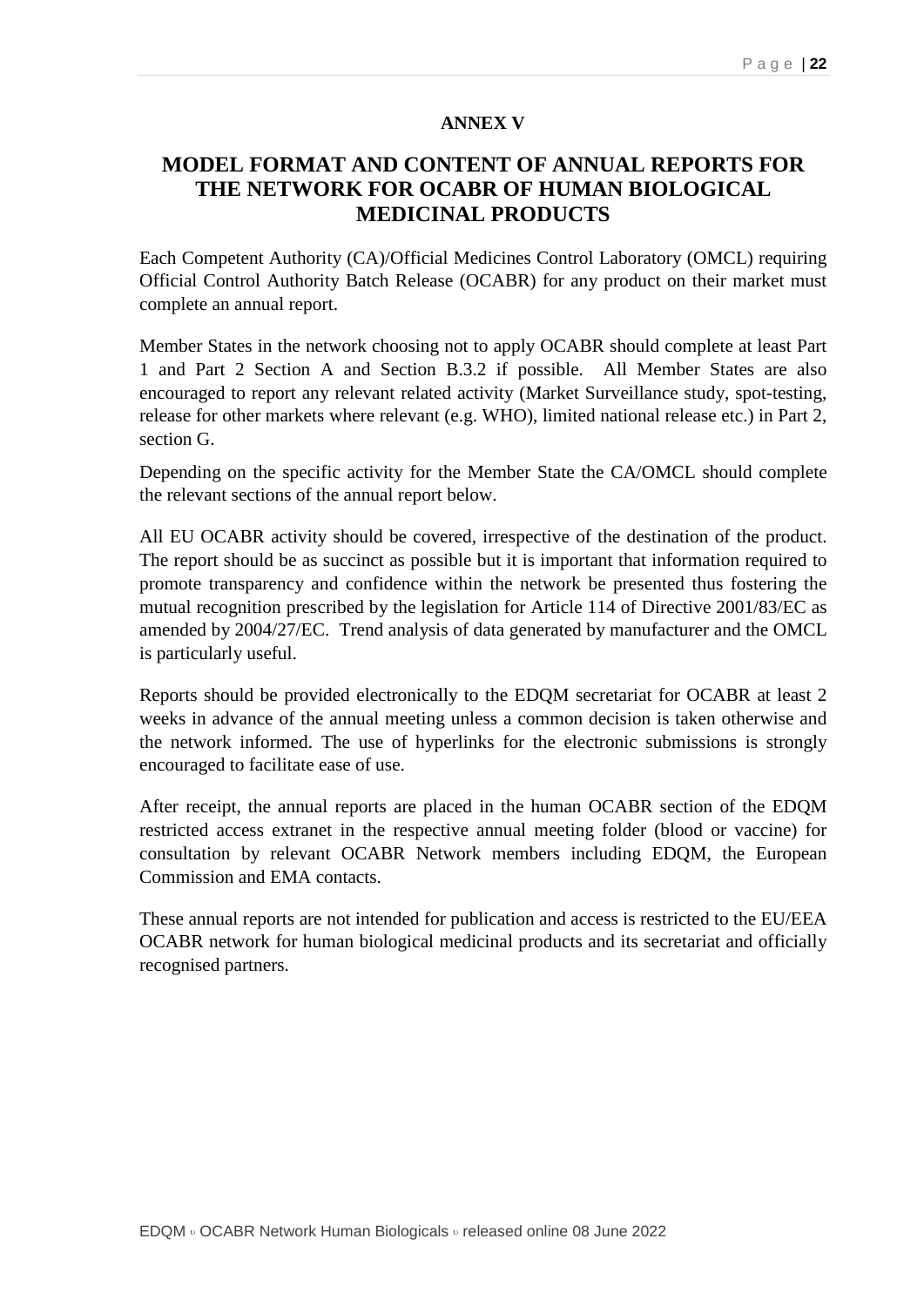**ANNEX V**

# MODEL FORMAT AND CONTENT OF ANNUAL REPORTS FOR THE NETWORK FOR OCABR OF HUMAN BIOLOGICAL MEDICINAL PRODUCTS

Each Competent Authority (CA)/Official Medicines Control Laboratory (OMCL) requiring Official Control Authority Batch Release (OCABR) for any product on their market must complete an annual report.

Member States in the network choosing not to apply OCABR should complete at least Part 1 and Part 2 Section A and Section B.3.2 if possible. All Member States are also encouraged to report any relevant related activity (Market Surveillance study, spot-testing, release for other markets where relevant (e.g. WHO), limited national release etc.) in Part 2, section G.

Depending on the specific activity for the Member State the CA/OMCL should complete the relevant sections of the annual report below.

All EU OCABR activity should be covered, irrespective of the destination of the product. The report should be as succinct as possible but it is important that information required to promote transparency and confidence within the network be presented thus fostering the mutual recognition prescribed by the legislation for Article 114 of Directive 2001/83/EC as amended by 2004/27/EC. Trend analysis of data generated by manufacturer and the OMCL is particularly useful.

Reports should be provided electronically to the EDQM secretariat for OCABR at least 2 weeks in advance of the annual meeting unless a common decision is taken otherwise and the network informed. The use of hyperlinks for the electronic submissions is strongly encouraged to facilitate ease of use.

After receipt, the annual reports are placed in the human OCABR section of the EDQM restricted access extranet in the respective annual meeting folder (blood or vaccine) for consultation by relevant OCABR Network members including EDQM, the European Commission and EMA contacts.

These annual reports are not intended for publication and access is restricted to the EU/EEA OCABR network for human biological medicinal products and its secretariat and officially recognised partners.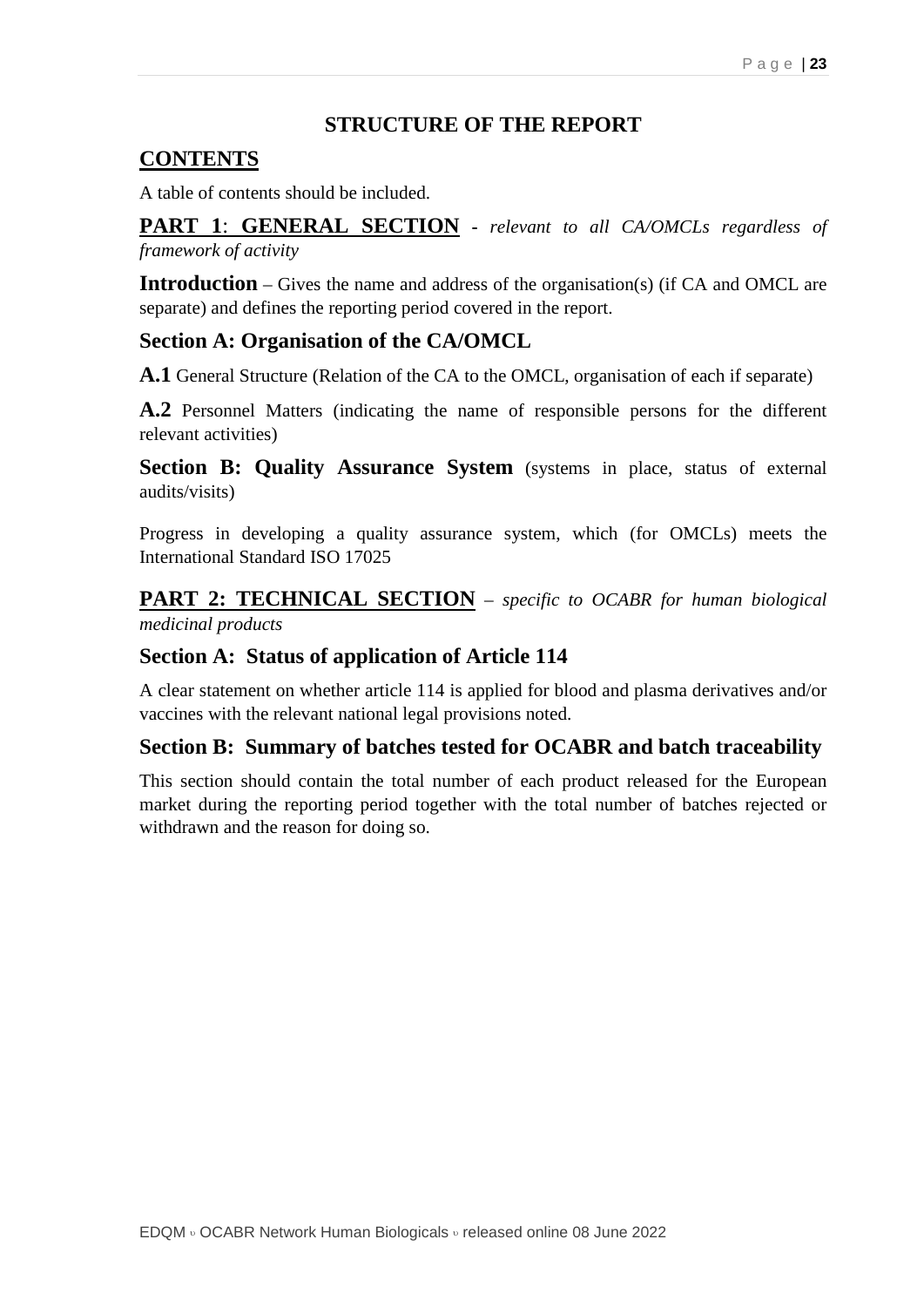## STRUCTURE OF THE REPORT

## CONTENTS

A table of contents should be included.

**PART 1: GENERAL SECTION** - *relevant to all CA/OMCLs regardless of framework of activity*

**Introduction** – Gives the name and address of the organisation(s) (if CA and OMCL are separate) and defines the reporting period covered in the report.

### Section A: Organisation of the CA/OMCL

**A.1** General Structure (Relation of the CA to the OMCL, organisation of each if separate)

**A.2** Personnel Matters (indicating the name of responsible persons for the different relevant activities)

**Section B: Quality Assurance System** (systems in place, status of external audits/visits)

Progress in developing a quality assurance system, which (for OMCLs) meets the International Standard ISO 17025

**PART 2: TECHNICAL SECTION** – *specific to OCABR for human biological medicinal products*

### Section A: Status of application of Article 114

A clear statement on whether article 114 is applied for blood and plasma derivatives and/or vaccines with the relevant national legal provisions noted.

### Section B: Summary of batches tested for OCABR and batch traceability

This section should contain the total number of each product released for the European market during the reporting period together with the total number of batches rejected or withdrawn and the reason for doing so.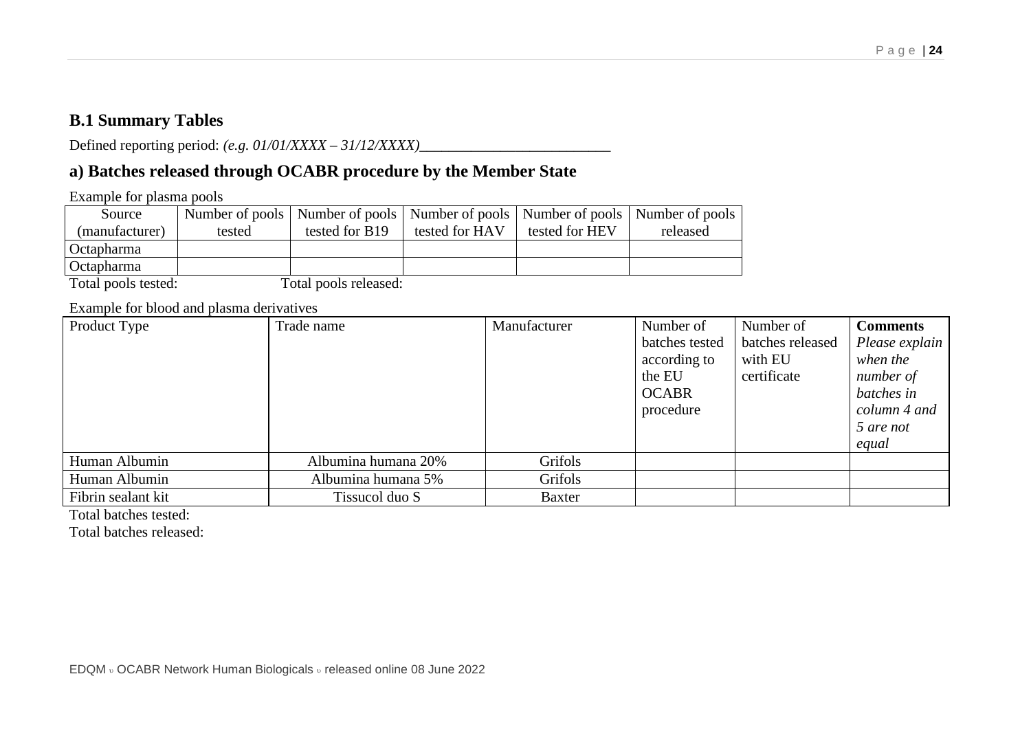## B.1 Summary Tables

Defined reporting period: *(e.g. 01/01/XXXX – 31/12/XXXX)*__________________________

## a) Batches released through OCABR procedure by the Member State

Example for plasma pools

| Source (manufacturer) | Number of pools tested | Number of pools tested for B19 | Number of pools tested for HAV | Number of pools tested for HEV | Number of pools released |
|---|---|---|---|---|---|
| Octapharma | | | | | |
| Octapharma | | | | | |

Total pools tested: Total pools released:

Example for blood and plasma derivatives

| Product Type | Trade name | Manufacturer | Number of batches tested according to the EU OCABR procedure | Number of batches released with EU certificate | **Comments** *Please explain when the number of batches in column 4 and 5 are not equal* |
|---|---|---|---|---|---|
| Human Albumin | Albumina humana 20% | Grifols | | | |
| Human Albumin | Albumina humana 5% | Grifols | | | |
| Fibrin sealant kit | Tissucol duo S | Baxter | | | |

Total batches tested:

Total batches released: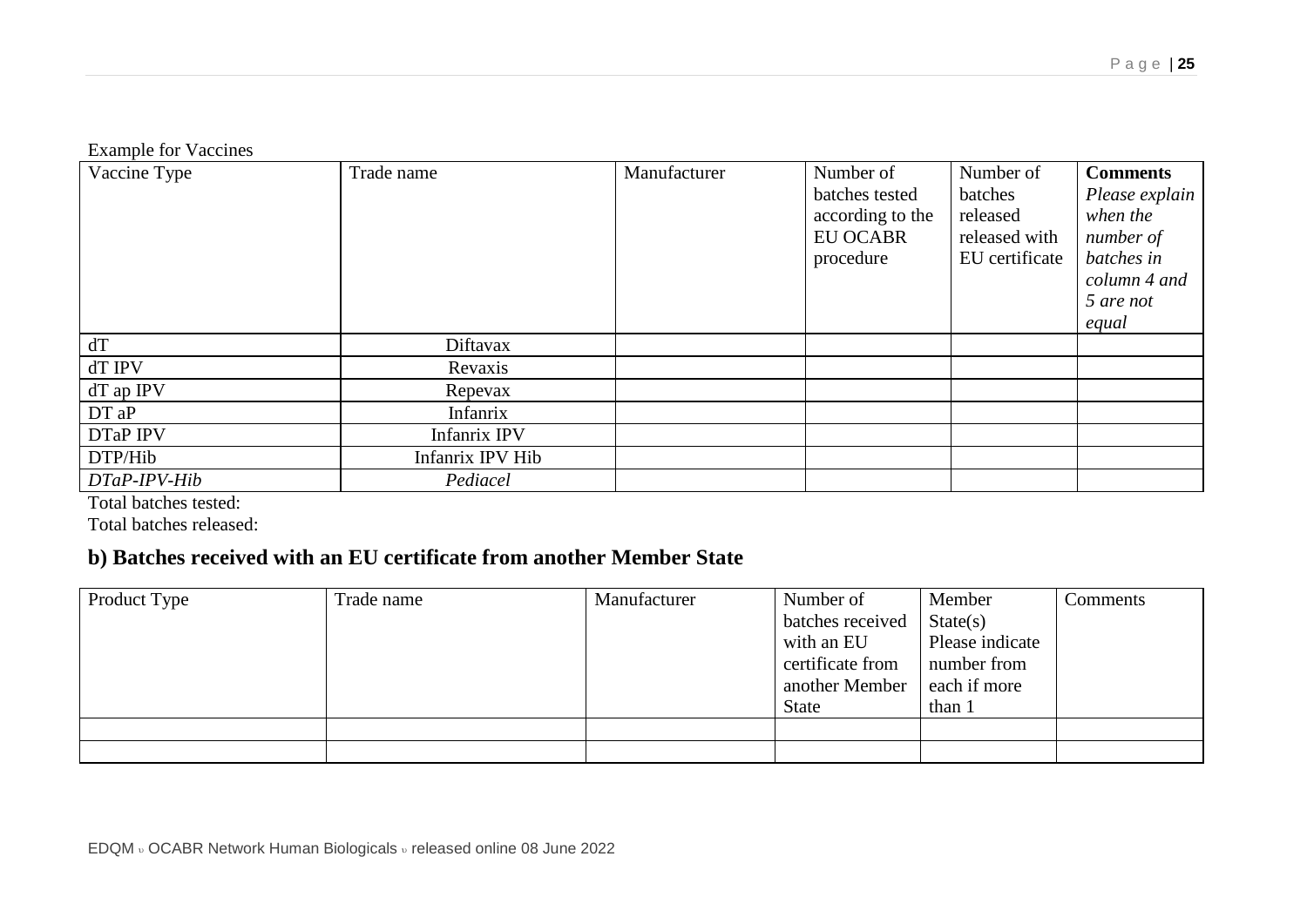Example for Vaccines

| Vaccine Type | Trade name | Manufacturer | Number of batches tested according to the EU OCABR procedure | Number of batches released released with EU certificate | **Comments** *Please explain when the number of batches in column 4 and 5 are not equal* |
|---|---|---|---|---|---|
| dT | Diftavax | | | | |
| dT IPV | Revaxis | | | | |
| dT ap IPV | Repevax | | | | |
| DT aP | Infanrix | | | | |
| DTaP IPV | Infanrix IPV | | | | |
| DTP/Hib | Infanrix IPV Hib | | | | |
| *DTaP-IPV-Hib* | *Pediacel* | | | | |

Total batches tested:

Total batches released:

## b) Batches received with an EU certificate from another Member State

| Product Type | Trade name | Manufacturer | Number of batches received with an EU certificate from another Member State | Member State(s) Please indicate number from each if more than 1 | Comments |
|---|---|---|---|---|---|
| | | | | | |
| | | | | | |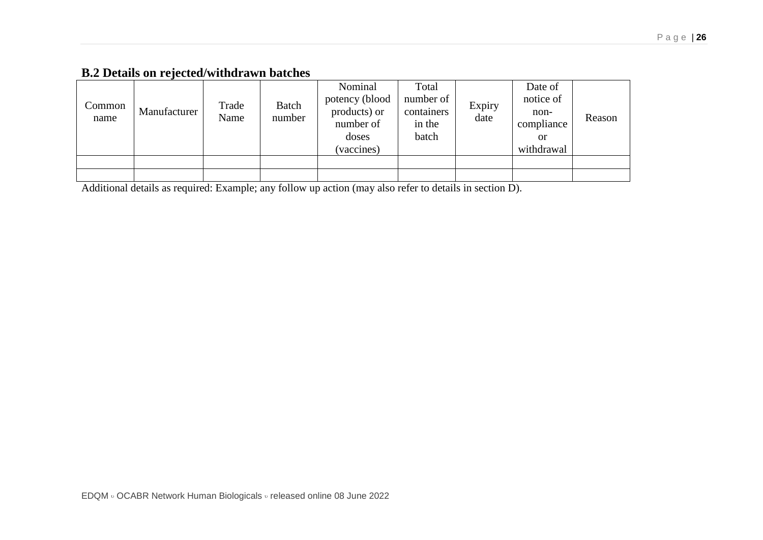## B.2 Details on rejected/withdrawn batches

| Common name | Manufacturer | Trade Name | Batch number | Nominal potency (blood products) or number of doses (vaccines) | Total number of containers in the batch | Expiry date | Date of notice of non-compliance or withdrawal | Reason |
|---|---|---|---|---|---|---|---|---|
| | | | | | | | | |
| | | | | | | | | |

Additional details as required: Example; any follow up action (may also refer to details in section D).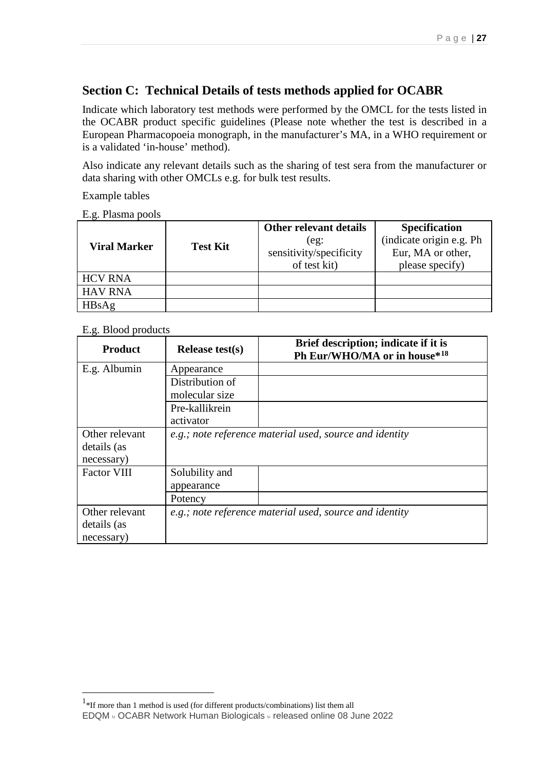## Section C: Technical Details of tests methods applied for OCABR

Indicate which laboratory test methods were performed by the OMCL for the tests listed in the OCABR product specific guidelines (Please note whether the test is described in a European Pharmacopoeia monograph, in the manufacturer's MA, in a WHO requirement or is a validated 'in-house' method).

Also indicate any relevant details such as the sharing of test sera from the manufacturer or data sharing with other OMCLs e.g. for bulk test results.

Example tables

E.g. Plasma pools

| **Viral Marker** | **Test Kit** | **Other relevant details** (eg: sensitivity/specificity of test kit) | **Specification** (indicate origin e.g. Ph Eur, MA or other, please specify) |
|---|---|---|---|
| HCV RNA | | | |
| HAV RNA | | | |
| HBsAg | | | |

E.g. Blood products

| **Product** | **Release test(s)** | **Brief description; indicate if it is Ph Eur/WHO/MA or in house*[18]** |
|---|---|---|
| E.g. Albumin | Appearance | |
| | Distribution of molecular size | |
| | Pre-kallikrein activator | |
| Other relevant details (as necessary) | *e.g.; note reference material used, source and identity* | |
| Factor VIII | Solubility and appearance | |
| | Potency | |
| Other relevant details (as necessary) | *e.g.; note reference material used, source and identity* | |

[1]*If more than 1 method is used (for different products/combinations) list them all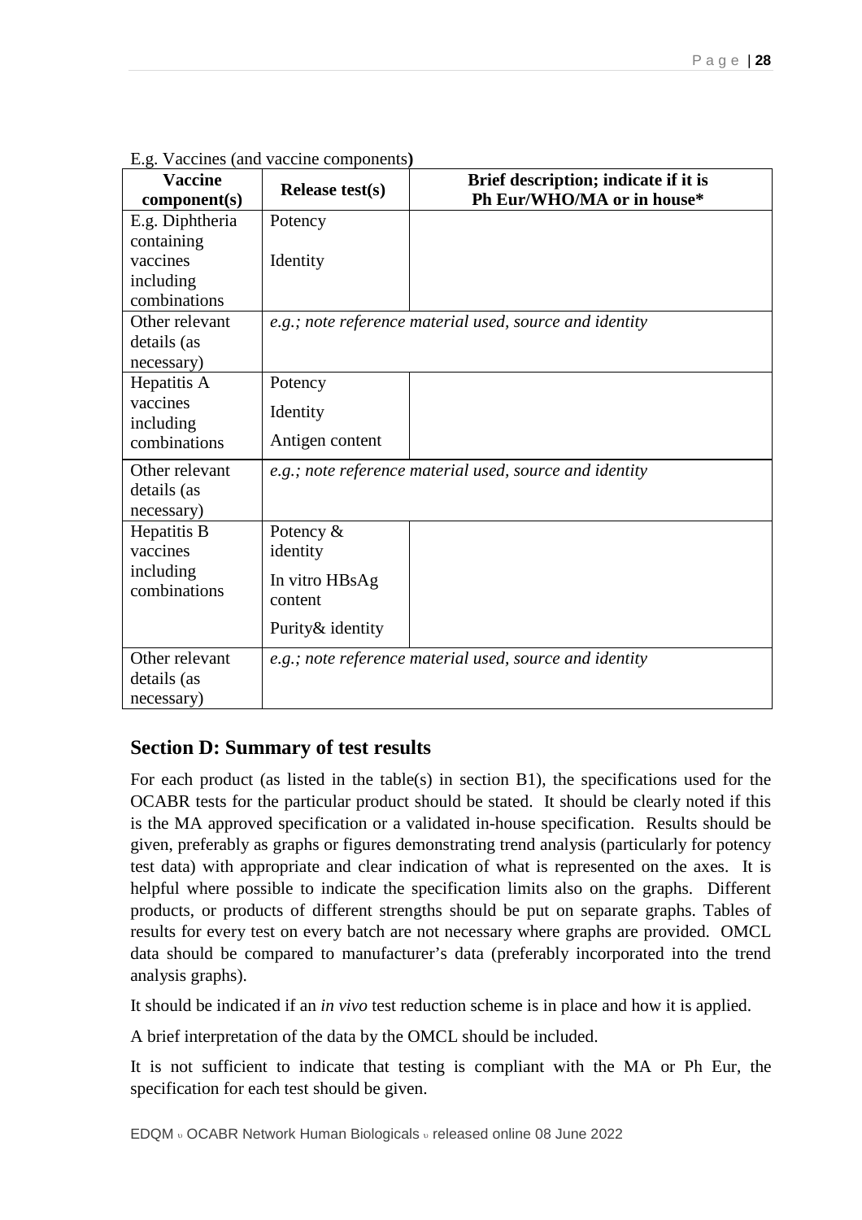E.g. Vaccines (and vaccine components)

| Vaccine component(s) | Release test(s) | Brief description; indicate if it is Ph Eur/WHO/MA or in house* |
|---|---|---|
| E.g. Diphtheria containing vaccines including combinations | Potency<br>Identity | |
| Other relevant details (as necessary) | *e.g.; note reference material used, source and identity* | |
| Hepatitis A vaccines including combinations | Potency<br>Identity<br>Antigen content | |
| Other relevant details (as necessary) | *e.g.; note reference material used, source and identity* | |
| Hepatitis B vaccines including combinations | Potency & identity<br>In vitro HBsAg content<br>Purity& identity | |
| Other relevant details (as necessary) | *e.g.; note reference material used, source and identity* | |

## Section D: Summary of test results

For each product (as listed in the table(s) in section B1), the specifications used for the OCABR tests for the particular product should be stated. It should be clearly noted if this is the MA approved specification or a validated in-house specification. Results should be given, preferably as graphs or figures demonstrating trend analysis (particularly for potency test data) with appropriate and clear indication of what is represented on the axes. It is helpful where possible to indicate the specification limits also on the graphs. Different products, or products of different strengths should be put on separate graphs. Tables of results for every test on every batch are not necessary where graphs are provided. OMCL data should be compared to manufacturer's data (preferably incorporated into the trend analysis graphs).

It should be indicated if an *in vivo* test reduction scheme is in place and how it is applied.

A brief interpretation of the data by the OMCL should be included.

It is not sufficient to indicate that testing is compliant with the MA or Ph Eur, the specification for each test should be given.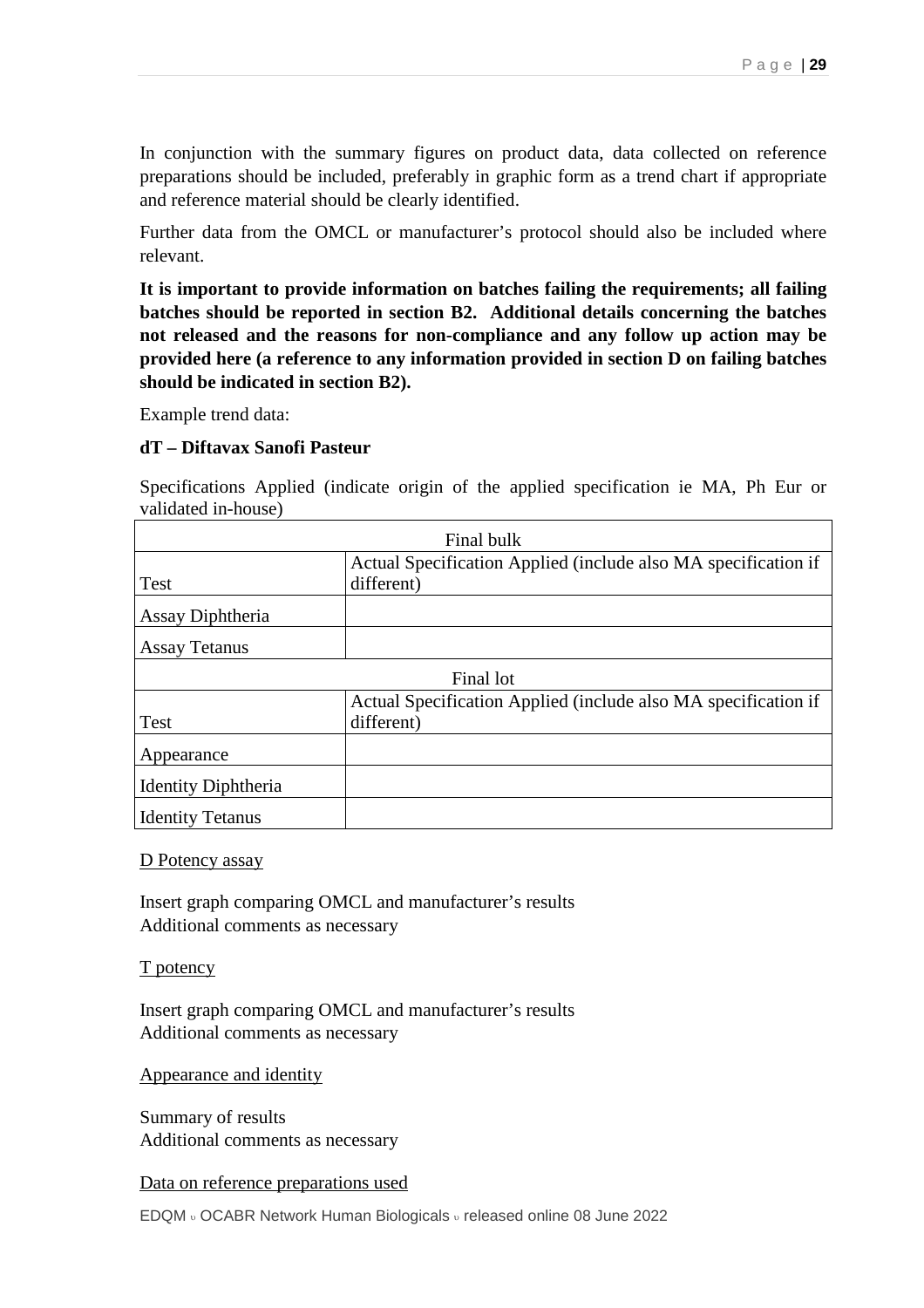In conjunction with the summary figures on product data, data collected on reference preparations should be included, preferably in graphic form as a trend chart if appropriate and reference material should be clearly identified.

Further data from the OMCL or manufacturer's protocol should also be included where relevant.

**It is important to provide information on batches failing the requirements; all failing batches should be reported in section B2. Additional details concerning the batches not released and the reasons for non-compliance and any follow up action may be provided here (a reference to any information provided in section D on failing batches should be indicated in section B2).**

Example trend data:

**dT – Diftavax Sanofi Pasteur**

Specifications Applied (indicate origin of the applied specification ie MA, Ph Eur or validated in-house)

| Final bulk | |
|---|---|
| Test | Actual Specification Applied (include also MA specification if different) |
| Assay Diphtheria | |
| Assay Tetanus | |
| Final lot | |
| Test | Actual Specification Applied (include also MA specification if different) |
| Appearance | |
| Identity Diphtheria | |
| Identity Tetanus | |

D Potency assay

Insert graph comparing OMCL and manufacturer's results
Additional comments as necessary

T potency

Insert graph comparing OMCL and manufacturer's results
Additional comments as necessary

Appearance and identity

Summary of results
Additional comments as necessary

Data on reference preparations used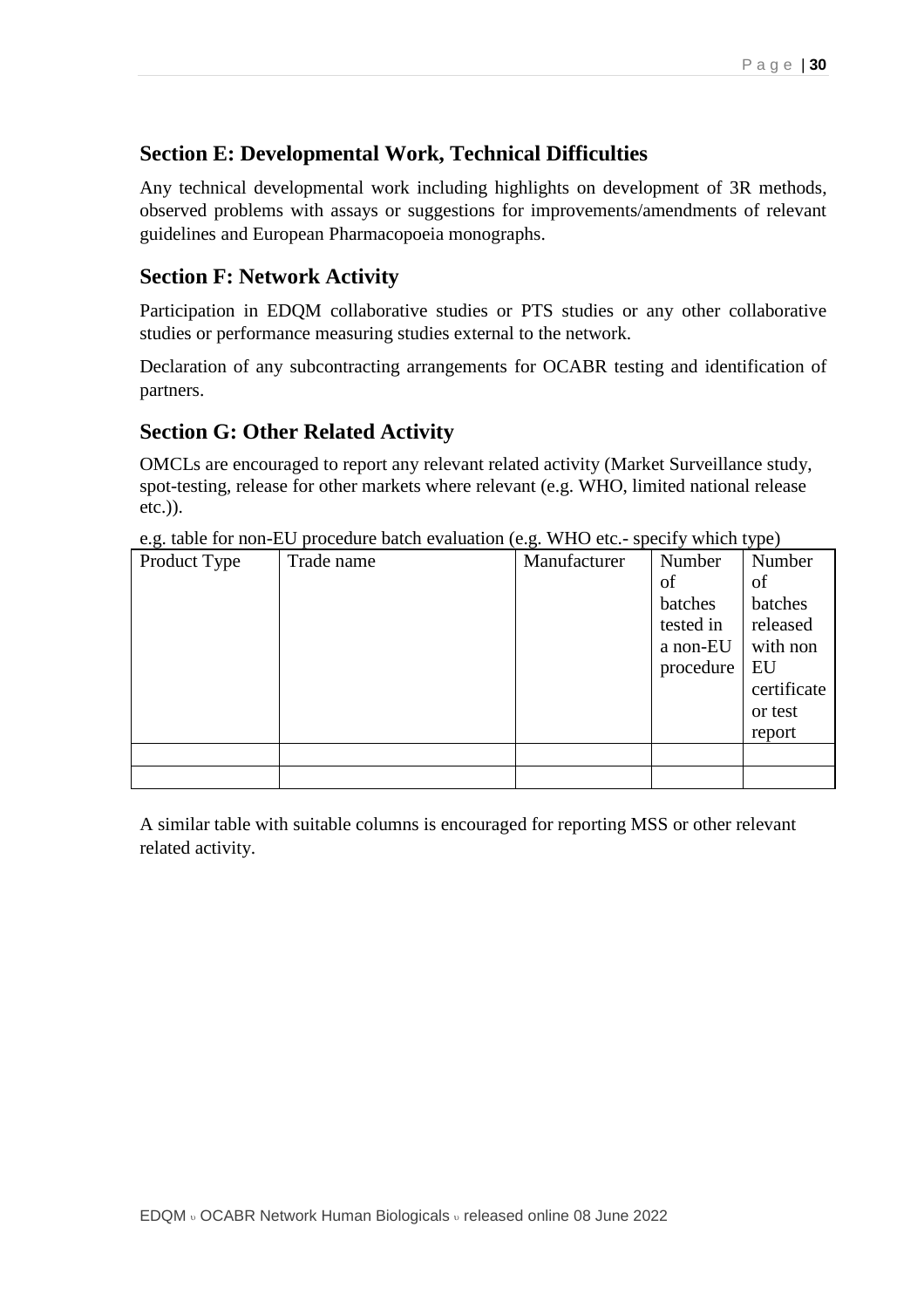## Section E: Developmental Work, Technical Difficulties

Any technical developmental work including highlights on development of 3R methods, observed problems with assays or suggestions for improvements/amendments of relevant guidelines and European Pharmacopoeia monographs.

## Section F: Network Activity

Participation in EDQM collaborative studies or PTS studies or any other collaborative studies or performance measuring studies external to the network.

Declaration of any subcontracting arrangements for OCABR testing and identification of partners.

## Section G: Other Related Activity

OMCLs are encouraged to report any relevant related activity (Market Surveillance study, spot-testing, release for other markets where relevant (e.g. WHO, limited national release etc.)).

e.g. table for non-EU procedure batch evaluation (e.g. WHO etc.- specify which type)

| Product Type | Trade name | Manufacturer | Number of batches tested in a non-EU procedure | Number of batches released with non EU certificate or test report |
|---|---|---|---|---|
| | | | | |
| | | | | |

A similar table with suitable columns is encouraged for reporting MSS or other relevant related activity.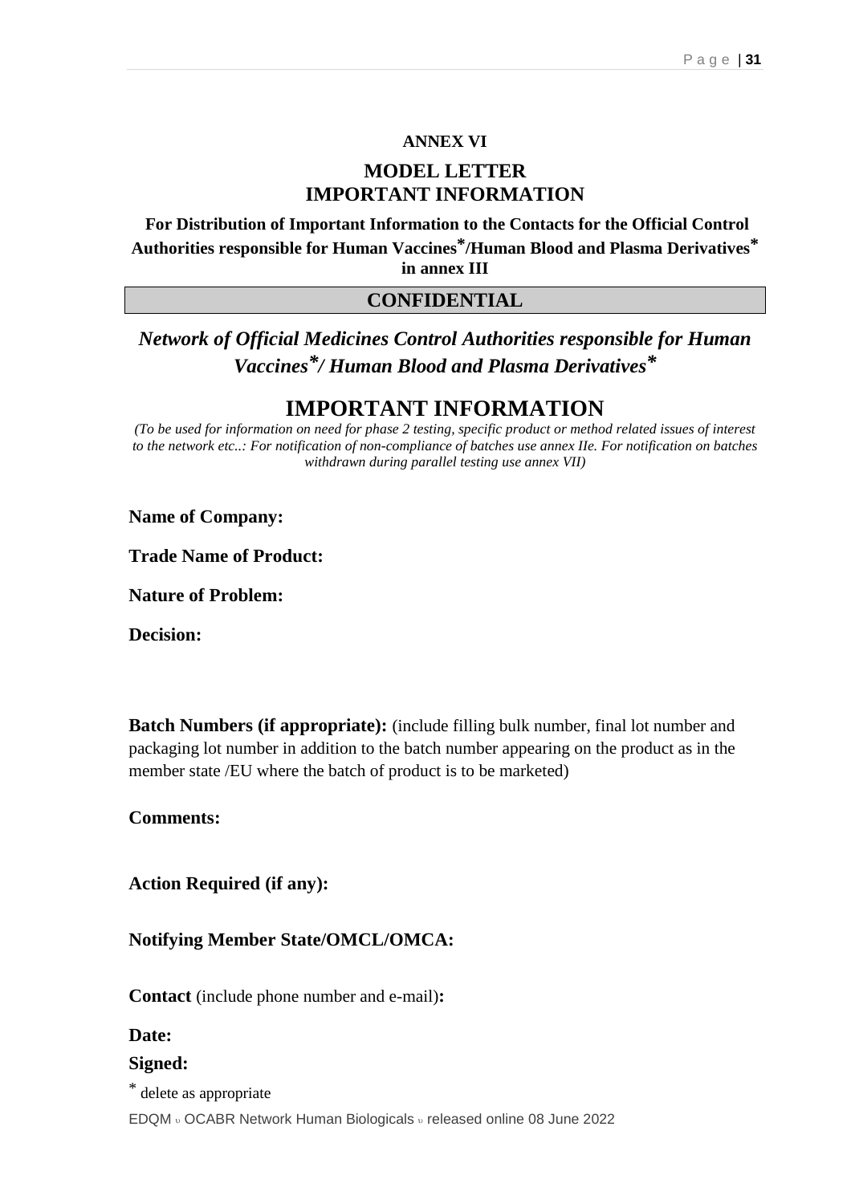**ANNEX VI**

## MODEL LETTER
## IMPORTANT INFORMATION

**For Distribution of Important Information to the Contacts for the Official Control Authorities responsible for Human Vaccines*/Human Blood and Plasma Derivatives* in annex III**

**CONFIDENTIAL**

***Network of Official Medicines Control Authorities responsible for Human Vaccines*/ Human Blood and Plasma Derivatives****

# IMPORTANT INFORMATION

*(To be used for information on need for phase 2 testing, specific product or method related issues of interest to the network etc..: For notification of non-compliance of batches use annex IIe. For notification on batches withdrawn during parallel testing use annex VII)*

**Name of Company:**

**Trade Name of Product:**

**Nature of Problem:**

**Decision:**

**Batch Numbers (if appropriate):** (include filling bulk number, final lot number and packaging lot number in addition to the batch number appearing on the product as in the member state /EU where the batch of product is to be marketed)

**Comments:**

**Action Required (if any):**

**Notifying Member State/OMCL/OMCA:**

**Contact** (include phone number and e-mail)**:**

**Date:**

**Signed:**

* delete as appropriate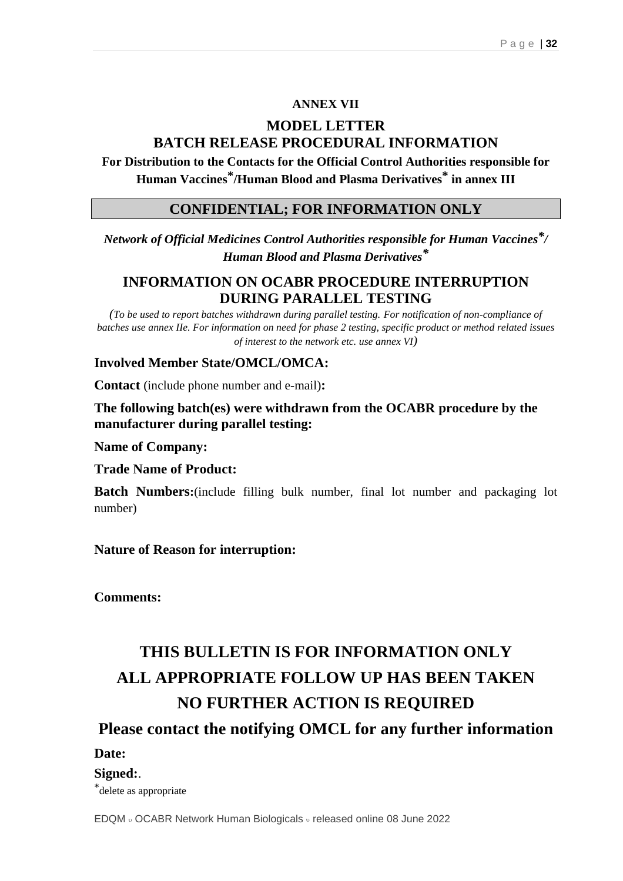**ANNEX VII**

## MODEL LETTER
## BATCH RELEASE PROCEDURAL INFORMATION

**For Distribution to the Contacts for the Official Control Authorities responsible for Human Vaccines*/Human Blood and Plasma Derivatives* in annex III**

| **CONFIDENTIAL; FOR INFORMATION ONLY** |
|---|

***Network of Official Medicines Control Authorities responsible for Human Vaccines*/ Human Blood and Plasma Derivatives****

## INFORMATION ON OCABR PROCEDURE INTERRUPTION DURING PARALLEL TESTING

*(To be used to report batches withdrawn during parallel testing. For notification of non-compliance of batches use annex IIe. For information on need for phase 2 testing, specific product or method related issues of interest to the network etc. use annex VI)*

**Involved Member State/OMCL/OMCA:**

**Contact** (include phone number and e-mail)**:**

**The following batch(es) were withdrawn from the OCABR procedure by the manufacturer during parallel testing:**

**Name of Company:**

**Trade Name of Product:**

**Batch Numbers:**(include filling bulk number, final lot number and packaging lot number)

**Nature of Reason for interruption:**

**Comments:**

## THIS BULLETIN IS FOR INFORMATION ONLY
## ALL APPROPRIATE FOLLOW UP HAS BEEN TAKEN
## NO FURTHER ACTION IS REQUIRED

### Please contact the notifying OMCL for any further information

**Date:**

**Signed:**.

*delete as appropriate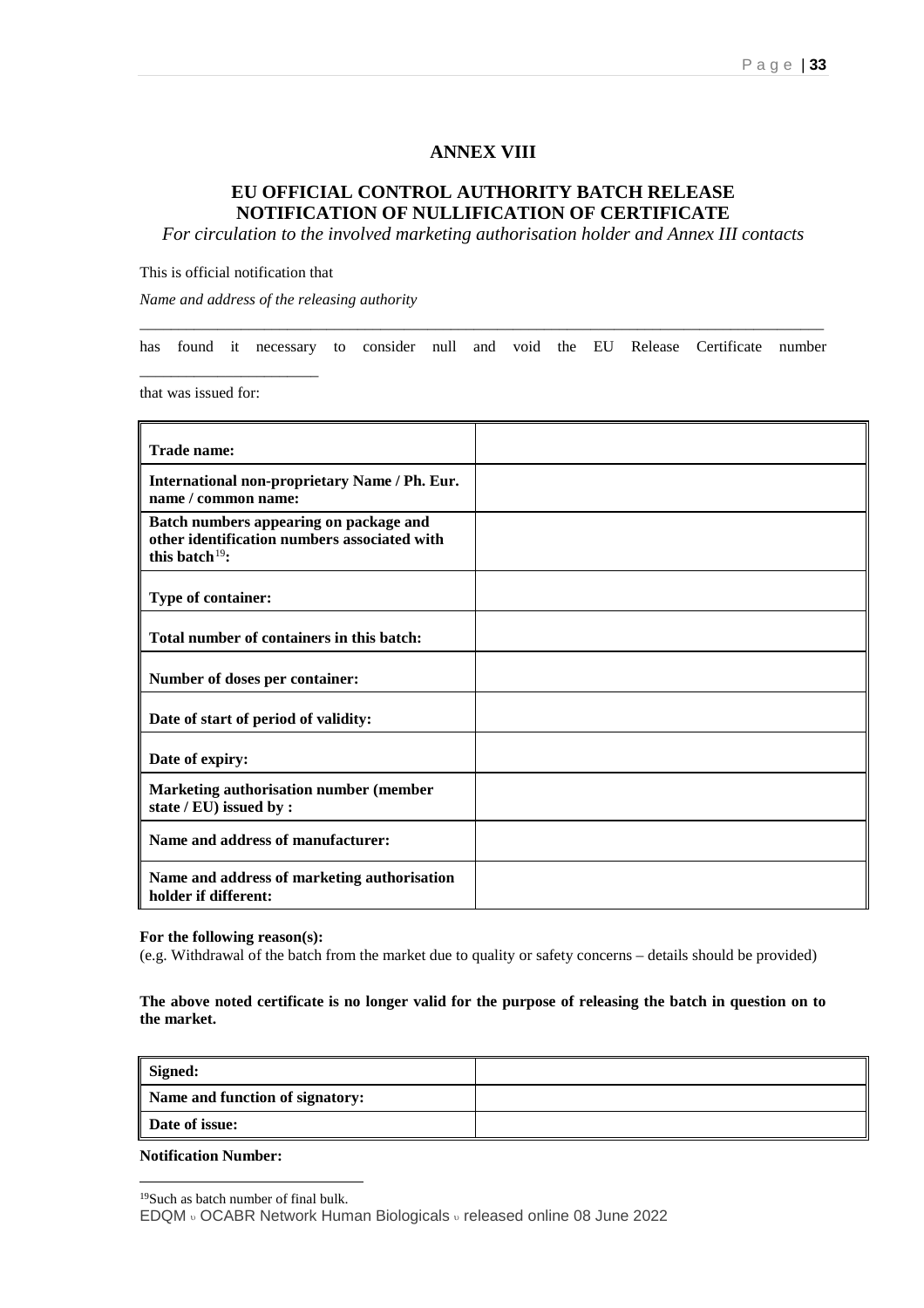# ANNEX VIII

## EU OFFICIAL CONTROL AUTHORITY BATCH RELEASE NOTIFICATION OF NULLIFICATION OF CERTIFICATE

*For circulation to the involved marketing authorisation holder and Annex III contacts*

This is official notification that

*Name and address of the releasing authority*

_______________________________________________________________________________________

has found it necessary to consider null and void the EU Release Certificate number _______________________

that was issued for:

| | |
|---|---|
| **Trade name:** | |
| **International non-proprietary Name / Ph. Eur. name / common name:** | |
| **Batch numbers appearing on package and other identification numbers associated with this batch[19]:** | |
| **Type of container:** | |
| **Total number of containers in this batch:** | |
| **Number of doses per container:** | |
| **Date of start of period of validity:** | |
| **Date of expiry:** | |
| **Marketing authorisation number (member state / EU) issued by :** | |
| **Name and address of manufacturer:** | |
| **Name and address of marketing authorisation holder if different:** | |

**For the following reason(s):**

(e.g. Withdrawal of the batch from the market due to quality or safety concerns – details should be provided)

**The above noted certificate is no longer valid for the purpose of releasing the batch in question on to the market.**

| | |
|---|---|
| **Signed:** | |
| **Name and function of signatory:** | |
| **Date of issue:** | |

**Notification Number:**

[19]Such as batch number of final bulk.